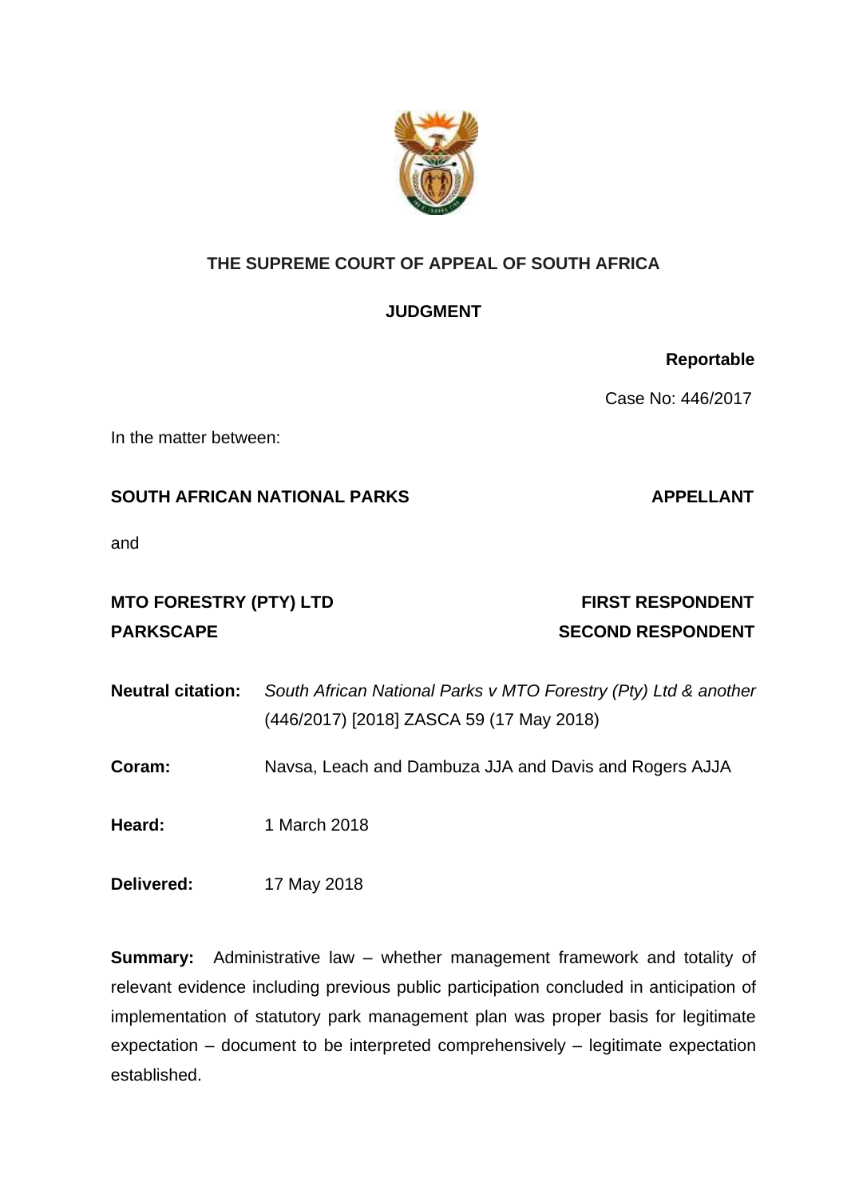# THE SUPREME COURT OF APPEAL OF SOUTH AFRICA

## JUDGMENT

**Reportable**

Case No: 446/2017

In the matter between:

**SOUTH AFRICAN NATIONAL PARKS** **APPELLANT**

and

**MTO FORESTRY (PTY) LTD** **FIRST RESPONDENT**
**PARKSCAPE** **SECOND RESPONDENT**

**Neutral citation:** *South African National Parks v MTO Forestry (Pty) Ltd & another* (446/2017) [2018] ZASCA 59 (17 May 2018)

**Coram:** Navsa, Leach and Dambuza JJA and Davis and Rogers AJJA

**Heard:** 1 March 2018

**Delivered:** 17 May 2018

**Summary:** Administrative law – whether management framework and totality of relevant evidence including previous public participation concluded in anticipation of implementation of statutory park management plan was proper basis for legitimate expectation – document to be interpreted comprehensively – legitimate expectation established.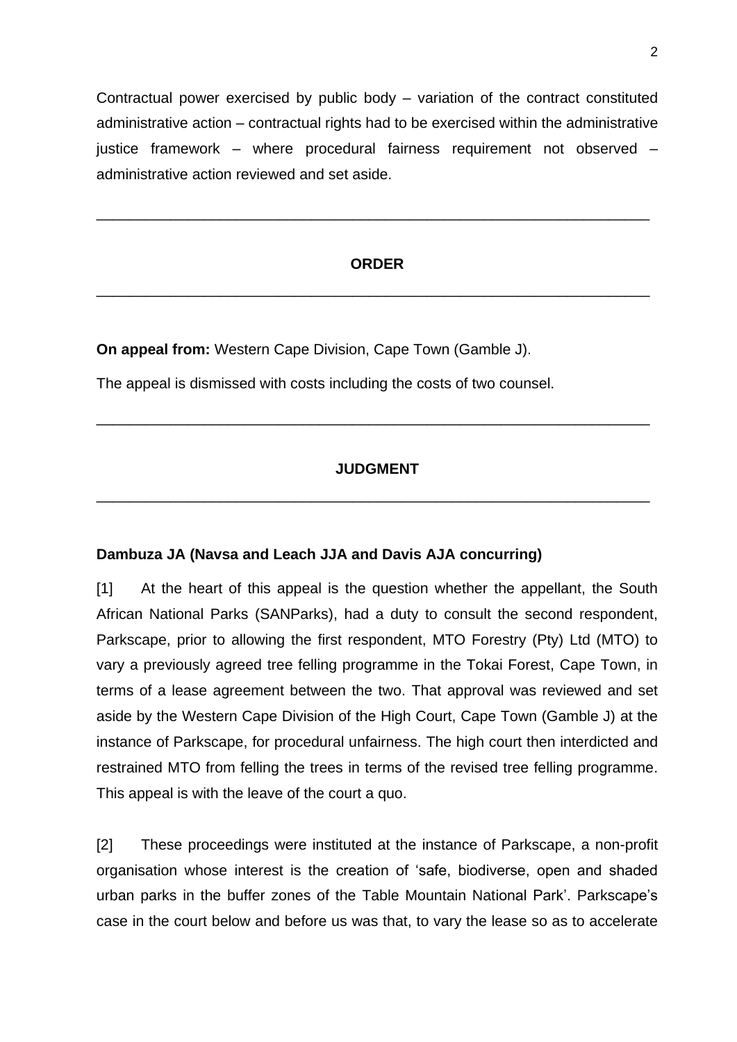Contractual power exercised by public body – variation of the contract constituted administrative action – contractual rights had to be exercised within the administrative justice framework – where procedural fairness requirement not observed – administrative action reviewed and set aside.

---

**ORDER**

---

**On appeal from:** Western Cape Division, Cape Town (Gamble J).

The appeal is dismissed with costs including the costs of two counsel.

---

**JUDGMENT**

---

**Dambuza JA (Navsa and Leach JJA and Davis AJA concurring)**

[1] At the heart of this appeal is the question whether the appellant, the South African National Parks (SANParks), had a duty to consult the second respondent, Parkscape, prior to allowing the first respondent, MTO Forestry (Pty) Ltd (MTO) to vary a previously agreed tree felling programme in the Tokai Forest, Cape Town, in terms of a lease agreement between the two. That approval was reviewed and set aside by the Western Cape Division of the High Court, Cape Town (Gamble J) at the instance of Parkscape, for procedural unfairness. The high court then interdicted and restrained MTO from felling the trees in terms of the revised tree felling programme. This appeal is with the leave of the court a quo.

[2] These proceedings were instituted at the instance of Parkscape, a non-profit organisation whose interest is the creation of 'safe, biodiverse, open and shaded urban parks in the buffer zones of the Table Mountain National Park'. Parkscape's case in the court below and before us was that, to vary the lease so as to accelerate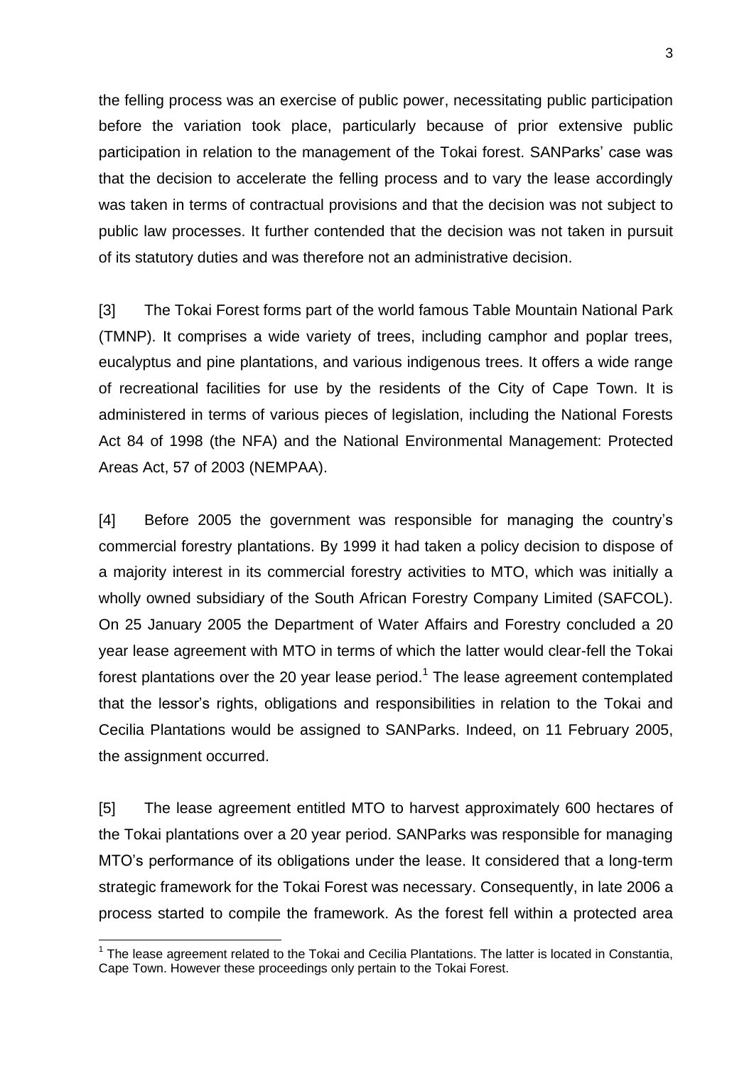the felling process was an exercise of public power, necessitating public participation before the variation took place, particularly because of prior extensive public participation in relation to the management of the Tokai forest. SANParks' case was that the decision to accelerate the felling process and to vary the lease accordingly was taken in terms of contractual provisions and that the decision was not subject to public law processes. It further contended that the decision was not taken in pursuit of its statutory duties and was therefore not an administrative decision.

[3] The Tokai Forest forms part of the world famous Table Mountain National Park (TMNP). It comprises a wide variety of trees, including camphor and poplar trees, eucalyptus and pine plantations, and various indigenous trees. It offers a wide range of recreational facilities for use by the residents of the City of Cape Town. It is administered in terms of various pieces of legislation, including the National Forests Act 84 of 1998 (the NFA) and the National Environmental Management: Protected Areas Act, 57 of 2003 (NEMPAA).

[4] Before 2005 the government was responsible for managing the country's commercial forestry plantations. By 1999 it had taken a policy decision to dispose of a majority interest in its commercial forestry activities to MTO, which was initially a wholly owned subsidiary of the South African Forestry Company Limited (SAFCOL). On 25 January 2005 the Department of Water Affairs and Forestry concluded a 20 year lease agreement with MTO in terms of which the latter would clear-fell the Tokai forest plantations over the 20 year lease period.[1] The lease agreement contemplated that the lessor's rights, obligations and responsibilities in relation to the Tokai and Cecilia Plantations would be assigned to SANParks. Indeed, on 11 February 2005, the assignment occurred.

[5] The lease agreement entitled MTO to harvest approximately 600 hectares of the Tokai plantations over a 20 year period. SANParks was responsible for managing MTO's performance of its obligations under the lease. It considered that a long-term strategic framework for the Tokai Forest was necessary. Consequently, in late 2006 a process started to compile the framework. As the forest fell within a protected area

---

[1] The lease agreement related to the Tokai and Cecilia Plantations. The latter is located in Constantia, Cape Town. However these proceedings only pertain to the Tokai Forest.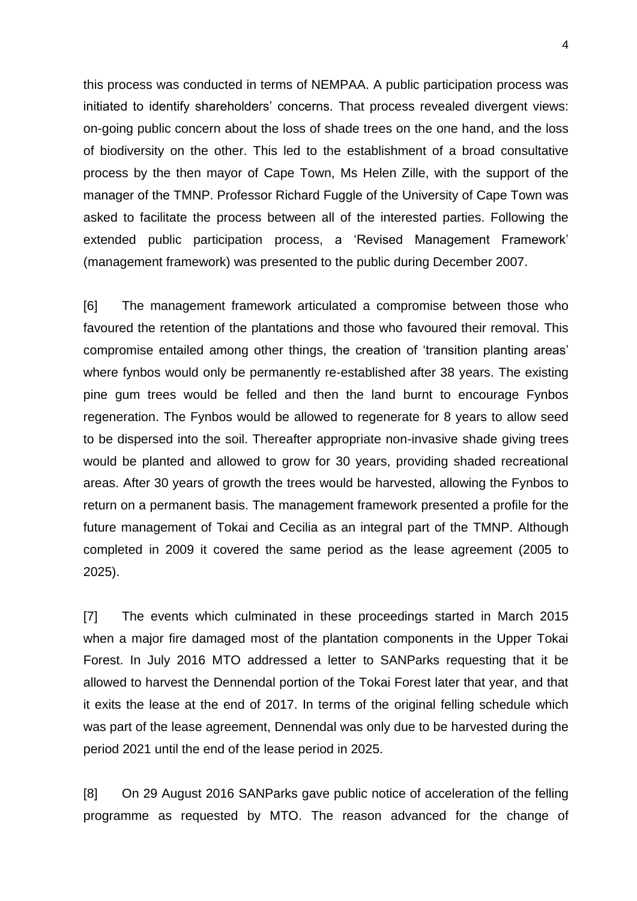this process was conducted in terms of NEMPAA. A public participation process was initiated to identify shareholders' concerns. That process revealed divergent views: on-going public concern about the loss of shade trees on the one hand, and the loss of biodiversity on the other. This led to the establishment of a broad consultative process by the then mayor of Cape Town, Ms Helen Zille, with the support of the manager of the TMNP. Professor Richard Fuggle of the University of Cape Town was asked to facilitate the process between all of the interested parties. Following the extended public participation process, a 'Revised Management Framework' (management framework) was presented to the public during December 2007.

[6] The management framework articulated a compromise between those who favoured the retention of the plantations and those who favoured their removal. This compromise entailed among other things, the creation of 'transition planting areas' where fynbos would only be permanently re-established after 38 years. The existing pine gum trees would be felled and then the land burnt to encourage Fynbos regeneration. The Fynbos would be allowed to regenerate for 8 years to allow seed to be dispersed into the soil. Thereafter appropriate non-invasive shade giving trees would be planted and allowed to grow for 30 years, providing shaded recreational areas. After 30 years of growth the trees would be harvested, allowing the Fynbos to return on a permanent basis. The management framework presented a profile for the future management of Tokai and Cecilia as an integral part of the TMNP. Although completed in 2009 it covered the same period as the lease agreement (2005 to 2025).

[7] The events which culminated in these proceedings started in March 2015 when a major fire damaged most of the plantation components in the Upper Tokai Forest. In July 2016 MTO addressed a letter to SANParks requesting that it be allowed to harvest the Dennendal portion of the Tokai Forest later that year, and that it exits the lease at the end of 2017. In terms of the original felling schedule which was part of the lease agreement, Dennendal was only due to be harvested during the period 2021 until the end of the lease period in 2025.

[8] On 29 August 2016 SANParks gave public notice of acceleration of the felling programme as requested by MTO. The reason advanced for the change of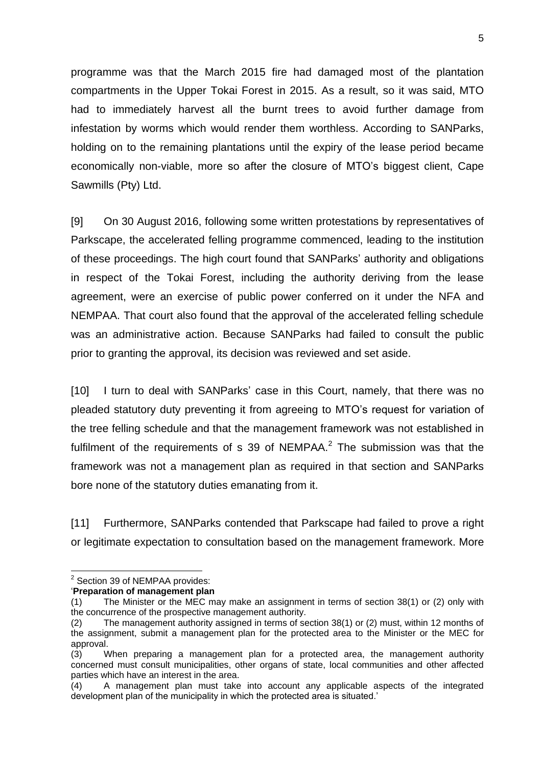programme was that the March 2015 fire had damaged most of the plantation compartments in the Upper Tokai Forest in 2015. As a result, so it was said, MTO had to immediately harvest all the burnt trees to avoid further damage from infestation by worms which would render them worthless. According to SANParks, holding on to the remaining plantations until the expiry of the lease period became economically non-viable, more so after the closure of MTO's biggest client, Cape Sawmills (Pty) Ltd.

[9] On 30 August 2016, following some written protestations by representatives of Parkscape, the accelerated felling programme commenced, leading to the institution of these proceedings. The high court found that SANParks' authority and obligations in respect of the Tokai Forest, including the authority deriving from the lease agreement, were an exercise of public power conferred on it under the NFA and NEMPAA. That court also found that the approval of the accelerated felling schedule was an administrative action. Because SANParks had failed to consult the public prior to granting the approval, its decision was reviewed and set aside.

[10] I turn to deal with SANParks' case in this Court, namely, that there was no pleaded statutory duty preventing it from agreeing to MTO's request for variation of the tree felling schedule and that the management framework was not established in fulfilment of the requirements of s 39 of NEMPAA.[2] The submission was that the framework was not a management plan as required in that section and SANParks bore none of the statutory duties emanating from it.

[11] Furthermore, SANParks contended that Parkscape had failed to prove a right or legitimate expectation to consultation based on the management framework. More

---

[2] Section 39 of NEMPAA provides:

'**Preparation of management plan**

(1) The Minister or the MEC may make an assignment in terms of section 38(1) or (2) only with the concurrence of the prospective management authority.

(2) The management authority assigned in terms of section 38(1) or (2) must, within 12 months of the assignment, submit a management plan for the protected area to the Minister or the MEC for approval.

(3) When preparing a management plan for a protected area, the management authority concerned must consult municipalities, other organs of state, local communities and other affected parties which have an interest in the area.

(4) A management plan must take into account any applicable aspects of the integrated development plan of the municipality in which the protected area is situated.'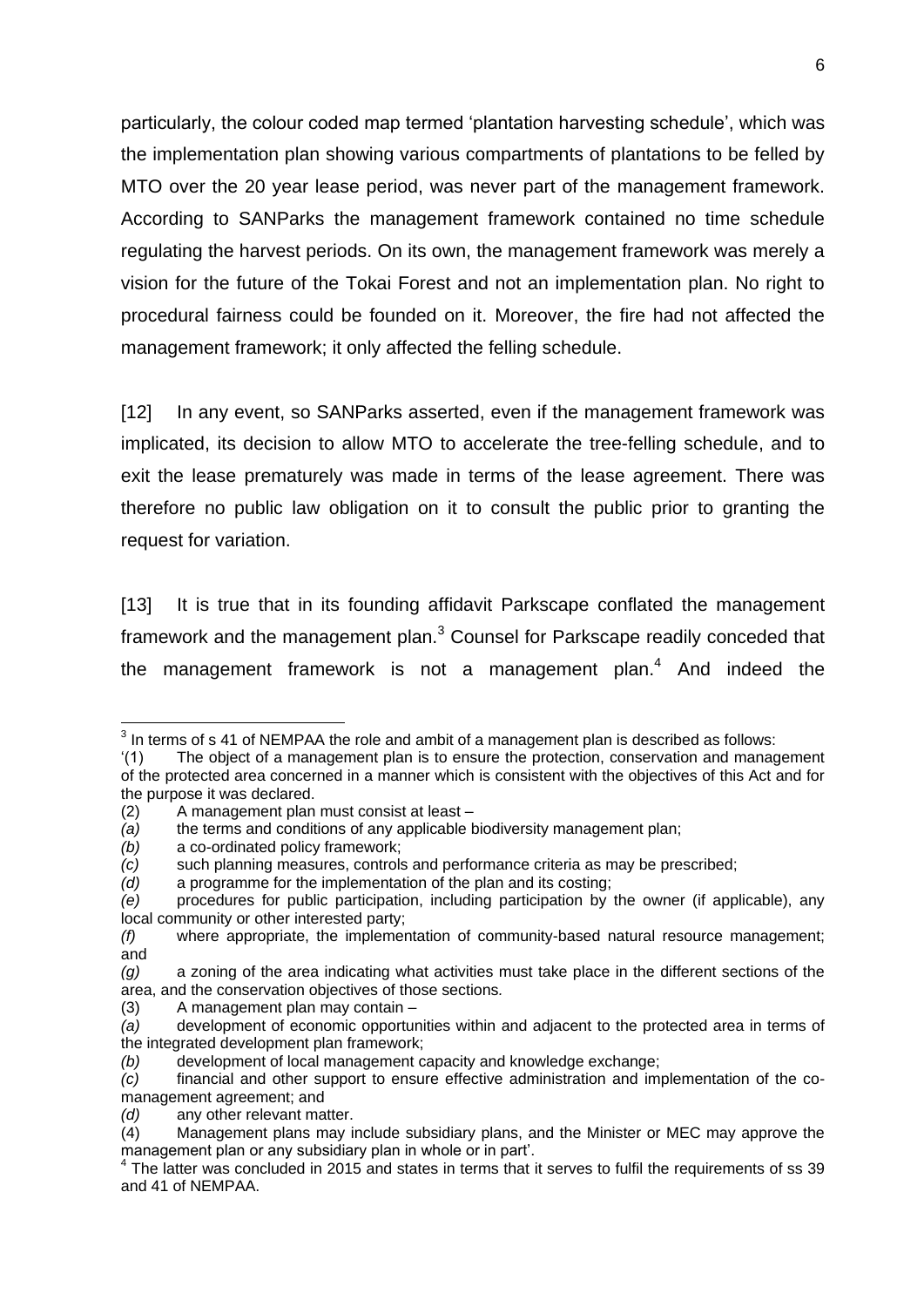particularly, the colour coded map termed 'plantation harvesting schedule', which was the implementation plan showing various compartments of plantations to be felled by MTO over the 20 year lease period, was never part of the management framework. According to SANParks the management framework contained no time schedule regulating the harvest periods. On its own, the management framework was merely a vision for the future of the Tokai Forest and not an implementation plan. No right to procedural fairness could be founded on it. Moreover, the fire had not affected the management framework; it only affected the felling schedule.

[12] In any event, so SANParks asserted, even if the management framework was implicated, its decision to allow MTO to accelerate the tree-felling schedule, and to exit the lease prematurely was made in terms of the lease agreement. There was therefore no public law obligation on it to consult the public prior to granting the request for variation.

[13] It is true that in its founding affidavit Parkscape conflated the management framework and the management plan.[3] Counsel for Parkscape readily conceded that the management framework is not a management plan.[4] And indeed the

---

[3] In terms of s 41 of NEMPAA the role and ambit of a management plan is described as follows:

'(1) The object of a management plan is to ensure the protection, conservation and management of the protected area concerned in a manner which is consistent with the objectives of this Act and for the purpose it was declared.

(2) A management plan must consist at least –

*(a)* the terms and conditions of any applicable biodiversity management plan;

*(b)* a co-ordinated policy framework;

*(c)* such planning measures, controls and performance criteria as may be prescribed;

*(d)* a programme for the implementation of the plan and its costing;

*(e)* procedures for public participation, including participation by the owner (if applicable), any local community or other interested party;

*(f)* where appropriate, the implementation of community-based natural resource management; and

*(g)* a zoning of the area indicating what activities must take place in the different sections of the area, and the conservation objectives of those sections.

(3) A management plan may contain –

*(a)* development of economic opportunities within and adjacent to the protected area in terms of the integrated development plan framework;

*(b)* development of local management capacity and knowledge exchange;

*(c)* financial and other support to ensure effective administration and implementation of the co-management agreement; and

*(d)* any other relevant matter.

(4) Management plans may include subsidiary plans, and the Minister or MEC may approve the management plan or any subsidiary plan in whole or in part'.

[4] The latter was concluded in 2015 and states in terms that it serves to fulfil the requirements of ss 39 and 41 of NEMPAA.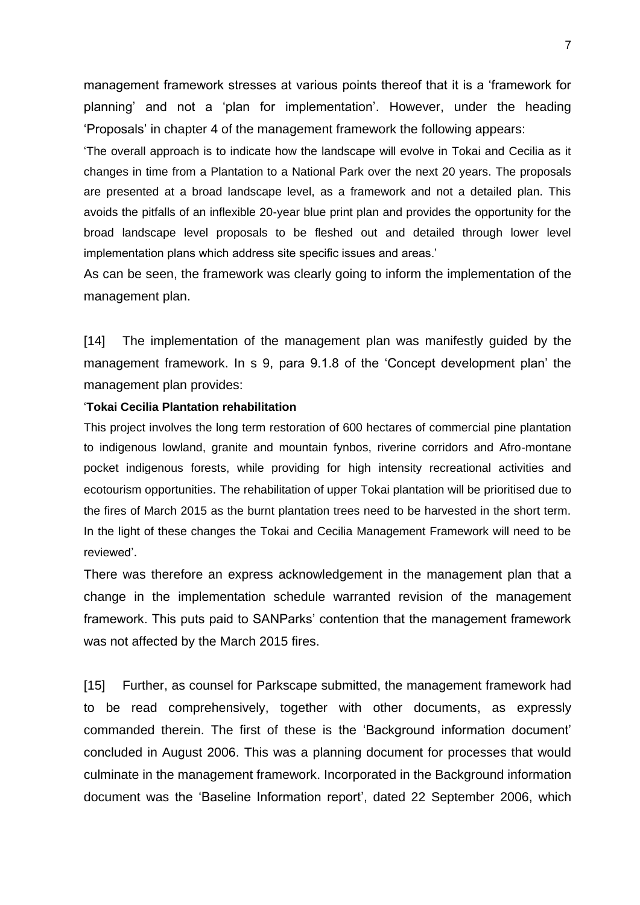management framework stresses at various points thereof that it is a 'framework for planning' and not a 'plan for implementation'. However, under the heading 'Proposals' in chapter 4 of the management framework the following appears:

'The overall approach is to indicate how the landscape will evolve in Tokai and Cecilia as it changes in time from a Plantation to a National Park over the next 20 years. The proposals are presented at a broad landscape level, as a framework and not a detailed plan. This avoids the pitfalls of an inflexible 20-year blue print plan and provides the opportunity for the broad landscape level proposals to be fleshed out and detailed through lower level implementation plans which address site specific issues and areas.'

As can be seen, the framework was clearly going to inform the implementation of the management plan.

[14] The implementation of the management plan was manifestly guided by the management framework. In s 9, para 9.1.8 of the 'Concept development plan' the management plan provides:

'**Tokai Cecilia Plantation rehabilitation**

This project involves the long term restoration of 600 hectares of commercial pine plantation to indigenous lowland, granite and mountain fynbos, riverine corridors and Afro-montane pocket indigenous forests, while providing for high intensity recreational activities and ecotourism opportunities. The rehabilitation of upper Tokai plantation will be prioritised due to the fires of March 2015 as the burnt plantation trees need to be harvested in the short term. In the light of these changes the Tokai and Cecilia Management Framework will need to be reviewed'.

There was therefore an express acknowledgement in the management plan that a change in the implementation schedule warranted revision of the management framework. This puts paid to SANParks' contention that the management framework was not affected by the March 2015 fires.

[15] Further, as counsel for Parkscape submitted, the management framework had to be read comprehensively, together with other documents, as expressly commanded therein. The first of these is the 'Background information document' concluded in August 2006. This was a planning document for processes that would culminate in the management framework. Incorporated in the Background information document was the 'Baseline Information report', dated 22 September 2006, which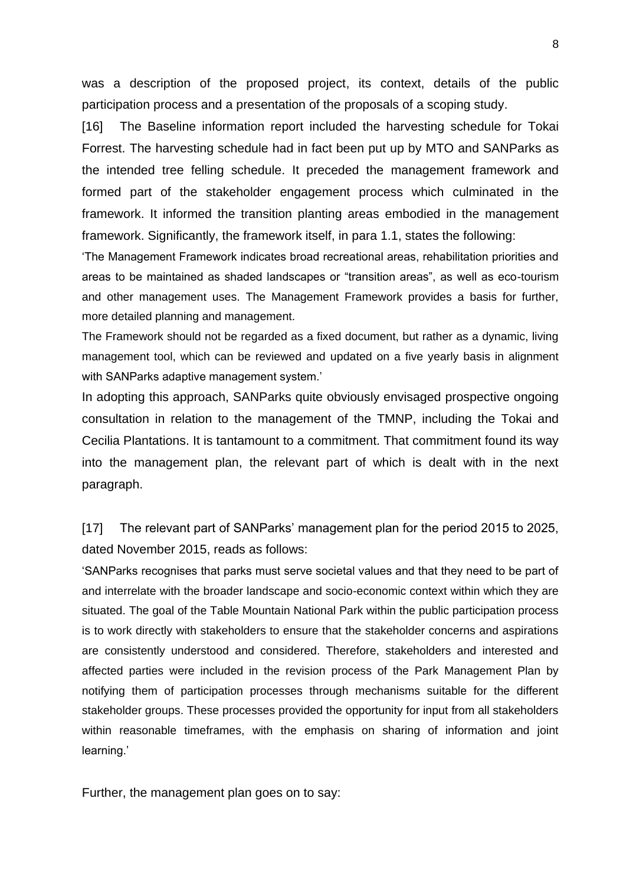was a description of the proposed project, its context, details of the public participation process and a presentation of the proposals of a scoping study.

[16] The Baseline information report included the harvesting schedule for Tokai Forrest. The harvesting schedule had in fact been put up by MTO and SANParks as the intended tree felling schedule. It preceded the management framework and formed part of the stakeholder engagement process which culminated in the framework. It informed the transition planting areas embodied in the management framework. Significantly, the framework itself, in para 1.1, states the following:

> 'The Management Framework indicates broad recreational areas, rehabilitation priorities and areas to be maintained as shaded landscapes or "transition areas", as well as eco-tourism and other management uses. The Management Framework provides a basis for further, more detailed planning and management.
>
> The Framework should not be regarded as a fixed document, but rather as a dynamic, living management tool, which can be reviewed and updated on a five yearly basis in alignment with SANParks adaptive management system.'

In adopting this approach, SANParks quite obviously envisaged prospective ongoing consultation in relation to the management of the TMNP, including the Tokai and Cecilia Plantations. It is tantamount to a commitment. That commitment found its way into the management plan, the relevant part of which is dealt with in the next paragraph.

[17] The relevant part of SANParks' management plan for the period 2015 to 2025, dated November 2015, reads as follows:

> 'SANParks recognises that parks must serve societal values and that they need to be part of and interrelate with the broader landscape and socio-economic context within which they are situated. The goal of the Table Mountain National Park within the public participation process is to work directly with stakeholders to ensure that the stakeholder concerns and aspirations are consistently understood and considered. Therefore, stakeholders and interested and affected parties were included in the revision process of the Park Management Plan by notifying them of participation processes through mechanisms suitable for the different stakeholder groups. These processes provided the opportunity for input from all stakeholders within reasonable timeframes, with the emphasis on sharing of information and joint learning.'

Further, the management plan goes on to say: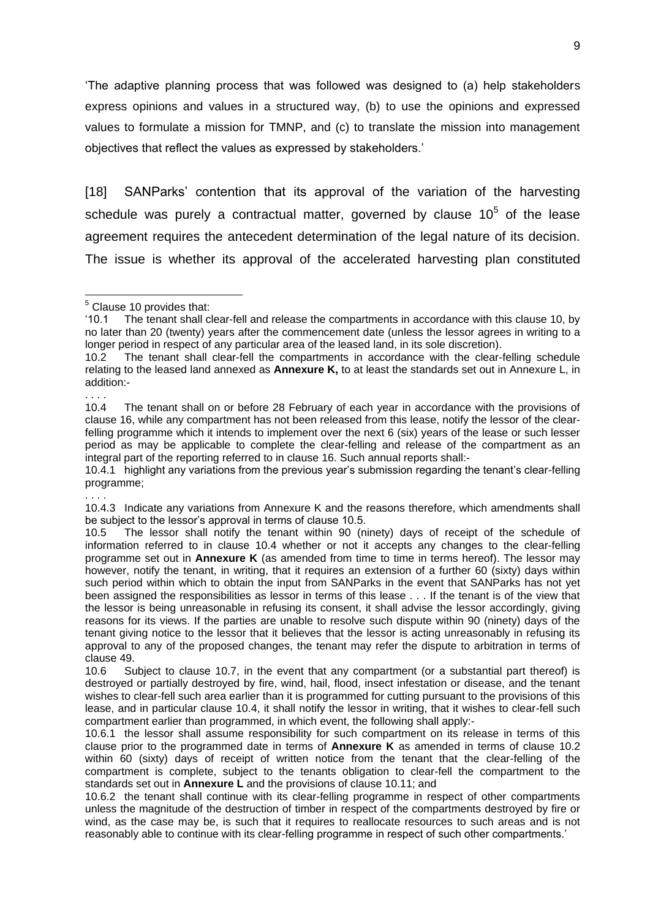'The adaptive planning process that was followed was designed to (a) help stakeholders express opinions and values in a structured way, (b) to use the opinions and expressed values to formulate a mission for TMNP, and (c) to translate the mission into management objectives that reflect the values as expressed by stakeholders.'

[18] SANParks' contention that its approval of the variation of the harvesting schedule was purely a contractual matter, governed by clause 10[5] of the lease agreement requires the antecedent determination of the legal nature of its decision. The issue is whether its approval of the accelerated harvesting plan constituted

---

[5] Clause 10 provides that:

'10.1 The tenant shall clear-fell and release the compartments in accordance with this clause 10, by no later than 20 (twenty) years after the commencement date (unless the lessor agrees in writing to a longer period in respect of any particular area of the leased land, in its sole discretion).

10.2 The tenant shall clear-fell the compartments in accordance with the clear-felling schedule relating to the leased land annexed as **Annexure K,** to at least the standards set out in Annexure L, in addition:-

. . . .

10.4 The tenant shall on or before 28 February of each year in accordance with the provisions of clause 16, while any compartment has not been released from this lease, notify the lessor of the clear-felling programme which it intends to implement over the next 6 (six) years of the lease or such lesser period as may be applicable to complete the clear-felling and release of the compartment as an integral part of the reporting referred to in clause 16. Such annual reports shall:-

10.4.1 highlight any variations from the previous year's submission regarding the tenant's clear-felling programme;

. . . .

10.4.3 Indicate any variations from Annexure K and the reasons therefore, which amendments shall be subject to the lessor's approval in terms of clause 10.5.

10.5 The lessor shall notify the tenant within 90 (ninety) days of receipt of the schedule of information referred to in clause 10.4 whether or not it accepts any changes to the clear-felling programme set out in **Annexure K** (as amended from time to time in terms hereof). The lessor may however, notify the tenant, in writing, that it requires an extension of a further 60 (sixty) days within such period within which to obtain the input from SANParks in the event that SANParks has not yet been assigned the responsibilities as lessor in terms of this lease . . . If the tenant is of the view that the lessor is being unreasonable in refusing its consent, it shall advise the lessor accordingly, giving reasons for its views. If the parties are unable to resolve such dispute within 90 (ninety) days of the tenant giving notice to the lessor that it believes that the lessor is acting unreasonably in refusing its approval to any of the proposed changes, the tenant may refer the dispute to arbitration in terms of clause 49.

10.6 Subject to clause 10.7, in the event that any compartment (or a substantial part thereof) is destroyed or partially destroyed by fire, wind, hail, flood, insect infestation or disease, and the tenant wishes to clear-fell such area earlier than it is programmed for cutting pursuant to the provisions of this lease, and in particular clause 10.4, it shall notify the lessor in writing, that it wishes to clear-fell such compartment earlier than programmed, in which event, the following shall apply:-

10.6.1 the lessor shall assume responsibility for such compartment on its release in terms of this clause prior to the programmed date in terms of **Annexure K** as amended in terms of clause 10.2 within 60 (sixty) days of receipt of written notice from the tenant that the clear-felling of the compartment is complete, subject to the tenants obligation to clear-fell the compartment to the standards set out in **Annexure L** and the provisions of clause 10.11; and

10.6.2 the tenant shall continue with its clear-felling programme in respect of other compartments unless the magnitude of the destruction of timber in respect of the compartments destroyed by fire or wind, as the case may be, is such that it requires to reallocate resources to such areas and is not reasonably able to continue with its clear-felling programme in respect of such other compartments.'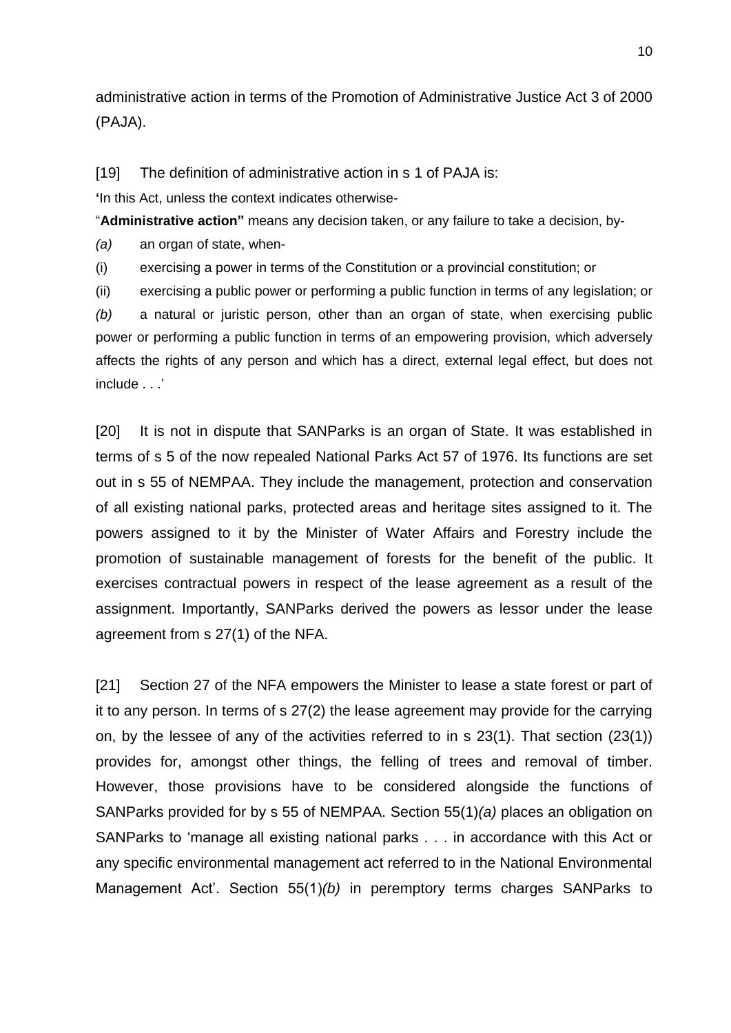administrative action in terms of the Promotion of Administrative Justice Act 3 of 2000 (PAJA).

[19] The definition of administrative action in s 1 of PAJA is:

'In this Act, unless the context indicates otherwise-

"**Administrative action"** means any decision taken, or any failure to take a decision, by-

*(a)* an organ of state, when-

(i) exercising a power in terms of the Constitution or a provincial constitution; or

(ii) exercising a public power or performing a public function in terms of any legislation; or

*(b)* a natural or juristic person, other than an organ of state, when exercising public power or performing a public function in terms of an empowering provision, which adversely affects the rights of any person and which has a direct, external legal effect, but does not include . . .'

[20] It is not in dispute that SANParks is an organ of State. It was established in terms of s 5 of the now repealed National Parks Act 57 of 1976. Its functions are set out in s 55 of NEMPAA. They include the management, protection and conservation of all existing national parks, protected areas and heritage sites assigned to it. The powers assigned to it by the Minister of Water Affairs and Forestry include the promotion of sustainable management of forests for the benefit of the public. It exercises contractual powers in respect of the lease agreement as a result of the assignment. Importantly, SANParks derived the powers as lessor under the lease agreement from s 27(1) of the NFA.

[21] Section 27 of the NFA empowers the Minister to lease a state forest or part of it to any person. In terms of s 27(2) the lease agreement may provide for the carrying on, by the lessee of any of the activities referred to in s 23(1). That section (23(1)) provides for, amongst other things, the felling of trees and removal of timber. However, those provisions have to be considered alongside the functions of SANParks provided for by s 55 of NEMPAA. Section 55(1)*(a)* places an obligation on SANParks to 'manage all existing national parks . . . in accordance with this Act or any specific environmental management act referred to in the National Environmental Management Act'. Section 55(1)*(b)* in peremptory terms charges SANParks to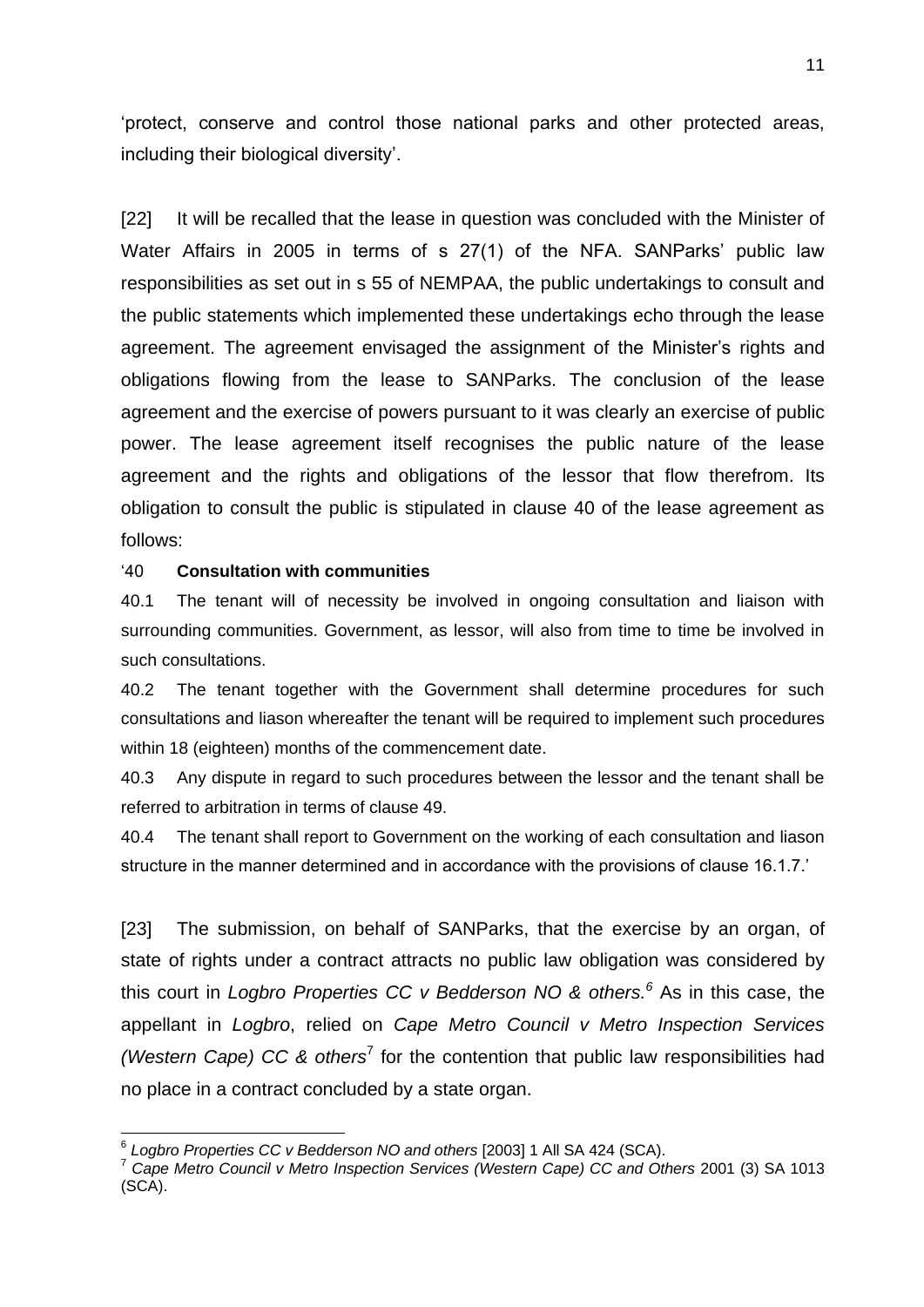'protect, conserve and control those national parks and other protected areas, including their biological diversity'.

[22] It will be recalled that the lease in question was concluded with the Minister of Water Affairs in 2005 in terms of s 27(1) of the NFA. SANParks' public law responsibilities as set out in s 55 of NEMPAA, the public undertakings to consult and the public statements which implemented these undertakings echo through the lease agreement. The agreement envisaged the assignment of the Minister's rights and obligations flowing from the lease to SANParks. The conclusion of the lease agreement and the exercise of powers pursuant to it was clearly an exercise of public power. The lease agreement itself recognises the public nature of the lease agreement and the rights and obligations of the lessor that flow therefrom. Its obligation to consult the public is stipulated in clause 40 of the lease agreement as follows:

'40 **Consultation with communities**

40.1 The tenant will of necessity be involved in ongoing consultation and liaison with surrounding communities. Government, as lessor, will also from time to time be involved in such consultations.

40.2 The tenant together with the Government shall determine procedures for such consultations and liason whereafter the tenant will be required to implement such procedures within 18 (eighteen) months of the commencement date.

40.3 Any dispute in regard to such procedures between the lessor and the tenant shall be referred to arbitration in terms of clause 49.

40.4 The tenant shall report to Government on the working of each consultation and liason structure in the manner determined and in accordance with the provisions of clause 16.1.7.'

[23] The submission, on behalf of SANParks, that the exercise by an organ, of state of rights under a contract attracts no public law obligation was considered by this court in *Logbro Properties CC v Bedderson NO & others.*[6] As in this case, the appellant in *Logbro*, relied on *Cape Metro Council v Metro Inspection Services (Western Cape) CC & others*[7] for the contention that public law responsibilities had no place in a contract concluded by a state organ.

---

[6] *Logbro Properties CC v Bedderson NO and others* [2003] 1 All SA 424 (SCA).

[7] *Cape Metro Council v Metro Inspection Services (Western Cape) CC and Others* 2001 (3) SA 1013 (SCA).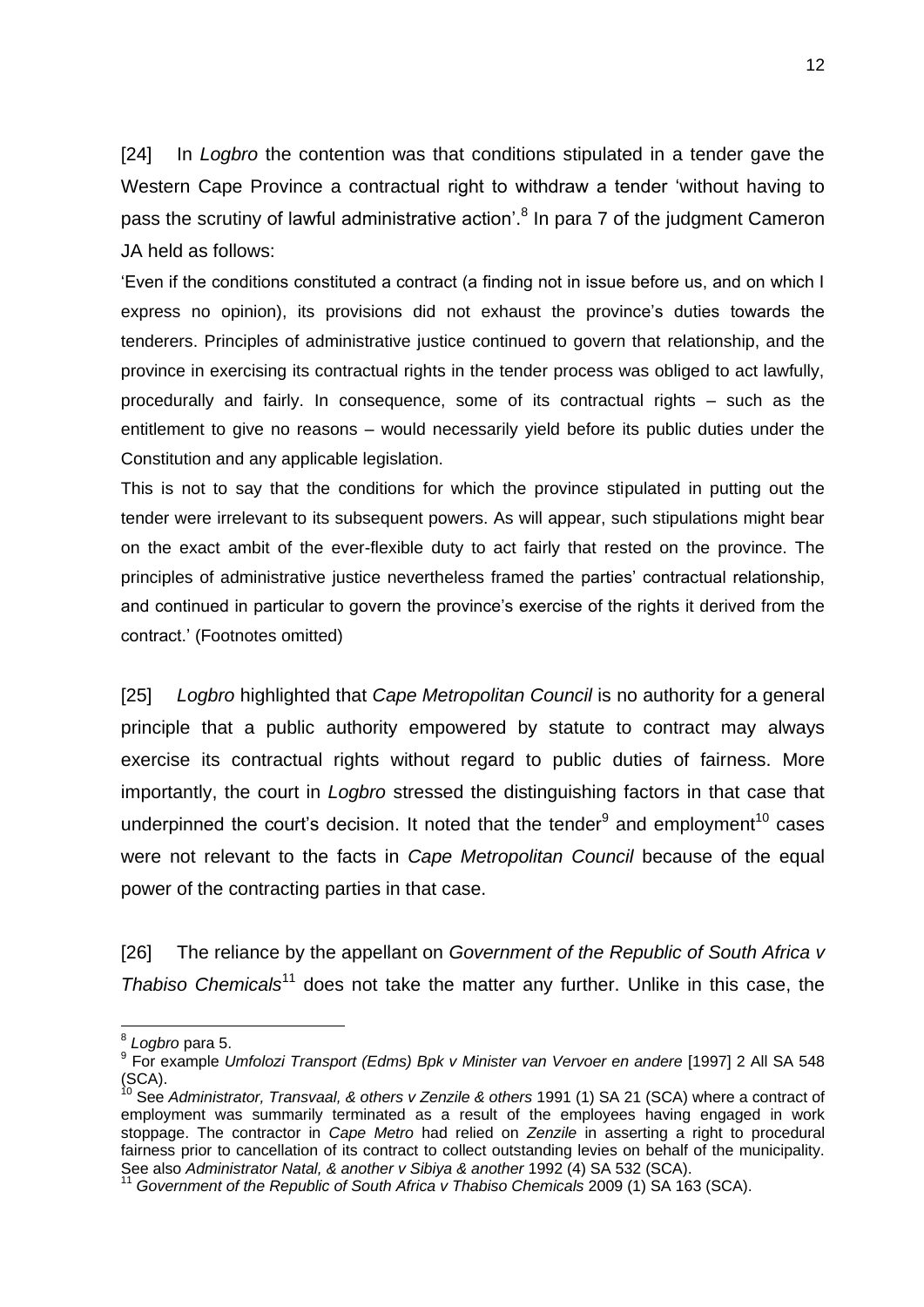[24] In *Logbro* the contention was that conditions stipulated in a tender gave the Western Cape Province a contractual right to withdraw a tender 'without having to pass the scrutiny of lawful administrative action'.[8] In para 7 of the judgment Cameron JA held as follows:

'Even if the conditions constituted a contract (a finding not in issue before us, and on which I express no opinion), its provisions did not exhaust the province's duties towards the tenderers. Principles of administrative justice continued to govern that relationship, and the province in exercising its contractual rights in the tender process was obliged to act lawfully, procedurally and fairly. In consequence, some of its contractual rights – such as the entitlement to give no reasons – would necessarily yield before its public duties under the Constitution and any applicable legislation.

This is not to say that the conditions for which the province stipulated in putting out the tender were irrelevant to its subsequent powers. As will appear, such stipulations might bear on the exact ambit of the ever-flexible duty to act fairly that rested on the province. The principles of administrative justice nevertheless framed the parties' contractual relationship, and continued in particular to govern the province's exercise of the rights it derived from the contract.' (Footnotes omitted)

[25] *Logbro* highlighted that *Cape Metropolitan Council* is no authority for a general principle that a public authority empowered by statute to contract may always exercise its contractual rights without regard to public duties of fairness. More importantly, the court in *Logbro* stressed the distinguishing factors in that case that underpinned the court's decision. It noted that the tender[9] and employment[10] cases were not relevant to the facts in *Cape Metropolitan Council* because of the equal power of the contracting parties in that case.

[26] The reliance by the appellant on *Government of the Republic of South Africa v Thabiso Chemicals*[11] does not take the matter any further. Unlike in this case, the

---

[8] *Logbro* para 5.

[9] For example *Umfolozi Transport (Edms) Bpk v Minister van Vervoer en andere* [1997] 2 All SA 548 (SCA).

[10] See *Administrator, Transvaal, & others v Zenzile & others* 1991 (1) SA 21 (SCA) where a contract of employment was summarily terminated as a result of the employees having engaged in work stoppage. The contractor in *Cape Metro* had relied on *Zenzile* in asserting a right to procedural fairness prior to cancellation of its contract to collect outstanding levies on behalf of the municipality. See also *Administrator Natal, & another v Sibiya & another* 1992 (4) SA 532 (SCA).

[11] *Government of the Republic of South Africa v Thabiso Chemicals* 2009 (1) SA 163 (SCA).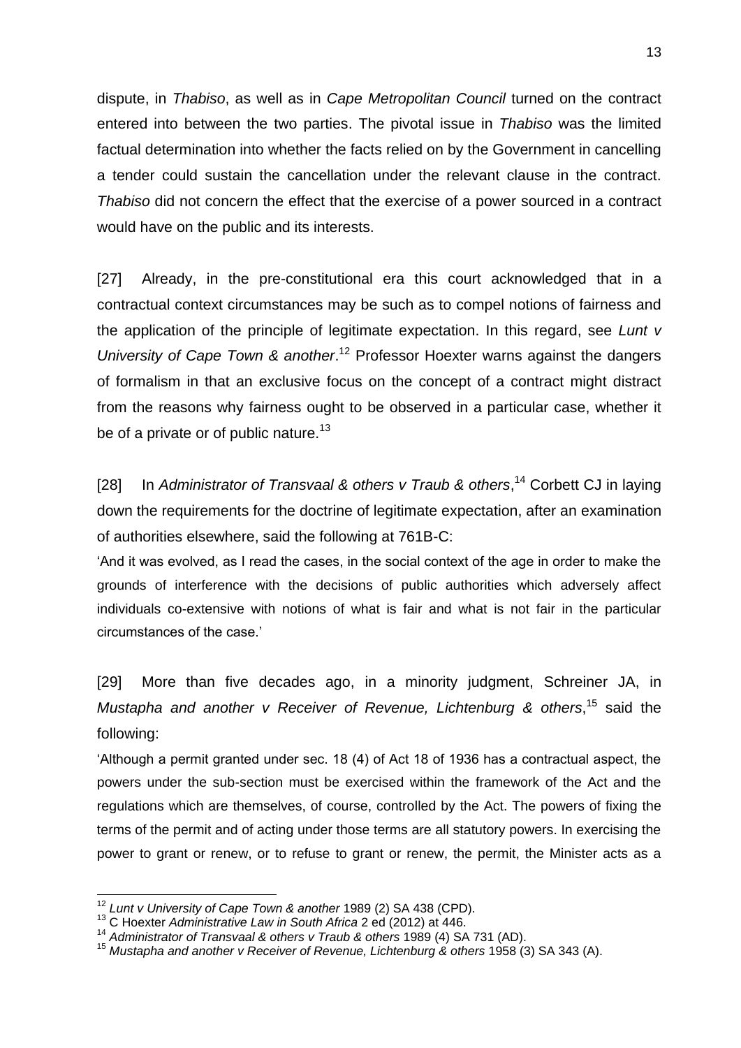dispute, in *Thabiso*, as well as in *Cape Metropolitan Council* turned on the contract entered into between the two parties. The pivotal issue in *Thabiso* was the limited factual determination into whether the facts relied on by the Government in cancelling a tender could sustain the cancellation under the relevant clause in the contract. *Thabiso* did not concern the effect that the exercise of a power sourced in a contract would have on the public and its interests.

[27] Already, in the pre-constitutional era this court acknowledged that in a contractual context circumstances may be such as to compel notions of fairness and the application of the principle of legitimate expectation. In this regard, see *Lunt v University of Cape Town & another*.[12] Professor Hoexter warns against the dangers of formalism in that an exclusive focus on the concept of a contract might distract from the reasons why fairness ought to be observed in a particular case, whether it be of a private or of public nature.[13]

[28] In *Administrator of Transvaal & others v Traub & others*,[14] Corbett CJ in laying down the requirements for the doctrine of legitimate expectation, after an examination of authorities elsewhere, said the following at 761B-C:

'And it was evolved, as I read the cases, in the social context of the age in order to make the grounds of interference with the decisions of public authorities which adversely affect individuals co-extensive with notions of what is fair and what is not fair in the particular circumstances of the case.'

[29] More than five decades ago, in a minority judgment, Schreiner JA, in *Mustapha and another v Receiver of Revenue, Lichtenburg & others*,[15] said the following:

'Although a permit granted under sec. 18 (4) of Act 18 of 1936 has a contractual aspect, the powers under the sub-section must be exercised within the framework of the Act and the regulations which are themselves, of course, controlled by the Act. The powers of fixing the terms of the permit and of acting under those terms are all statutory powers. In exercising the power to grant or renew, or to refuse to grant or renew, the permit, the Minister acts as a

---

[12] *Lunt v University of Cape Town & another* 1989 (2) SA 438 (CPD).

[13] C Hoexter *Administrative Law in South Africa* 2 ed (2012) at 446.

[14] *Administrator of Transvaal & others v Traub & others* 1989 (4) SA 731 (AD).

[15] *Mustapha and another v Receiver of Revenue, Lichtenburg & others* 1958 (3) SA 343 (A).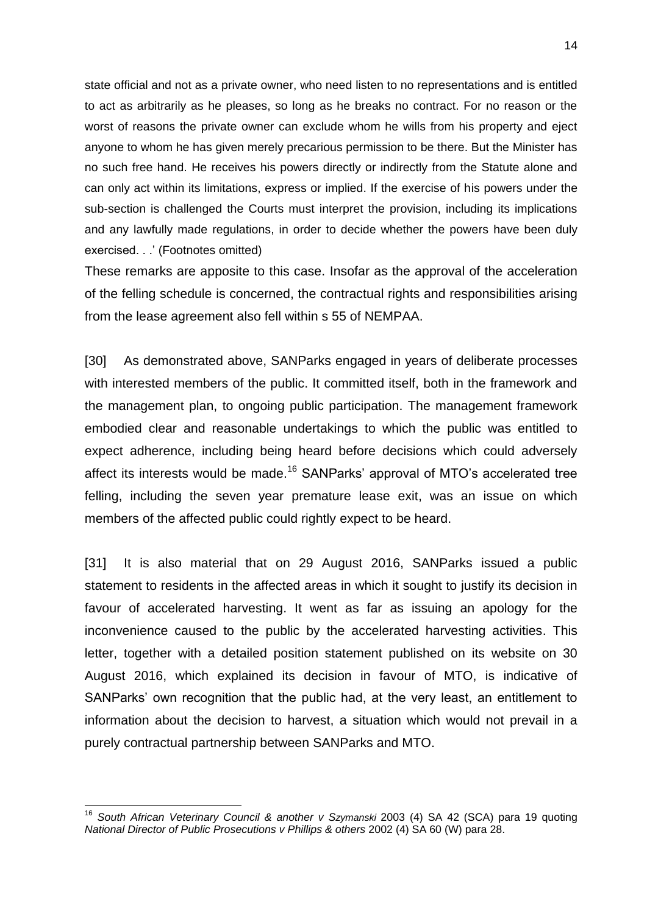state official and not as a private owner, who need listen to no representations and is entitled to act as arbitrarily as he pleases, so long as he breaks no contract. For no reason or the worst of reasons the private owner can exclude whom he wills from his property and eject anyone to whom he has given merely precarious permission to be there. But the Minister has no such free hand. He receives his powers directly or indirectly from the Statute alone and can only act within its limitations, express or implied. If the exercise of his powers under the sub-section is challenged the Courts must interpret the provision, including its implications and any lawfully made regulations, in order to decide whether the powers have been duly exercised. . .' (Footnotes omitted)

These remarks are apposite to this case. Insofar as the approval of the acceleration of the felling schedule is concerned, the contractual rights and responsibilities arising from the lease agreement also fell within s 55 of NEMPAA.

[30] As demonstrated above, SANParks engaged in years of deliberate processes with interested members of the public. It committed itself, both in the framework and the management plan, to ongoing public participation. The management framework embodied clear and reasonable undertakings to which the public was entitled to expect adherence, including being heard before decisions which could adversely affect its interests would be made.[16] SANParks' approval of MTO's accelerated tree felling, including the seven year premature lease exit, was an issue on which members of the affected public could rightly expect to be heard.

[31] It is also material that on 29 August 2016, SANParks issued a public statement to residents in the affected areas in which it sought to justify its decision in favour of accelerated harvesting. It went as far as issuing an apology for the inconvenience caused to the public by the accelerated harvesting activities. This letter, together with a detailed position statement published on its website on 30 August 2016, which explained its decision in favour of MTO, is indicative of SANParks' own recognition that the public had, at the very least, an entitlement to information about the decision to harvest, a situation which would not prevail in a purely contractual partnership between SANParks and MTO.

[16] *South African Veterinary Council & another v Szymanski* 2003 (4) SA 42 (SCA) para 19 quoting *National Director of Public Prosecutions v Phillips & others* 2002 (4) SA 60 (W) para 28.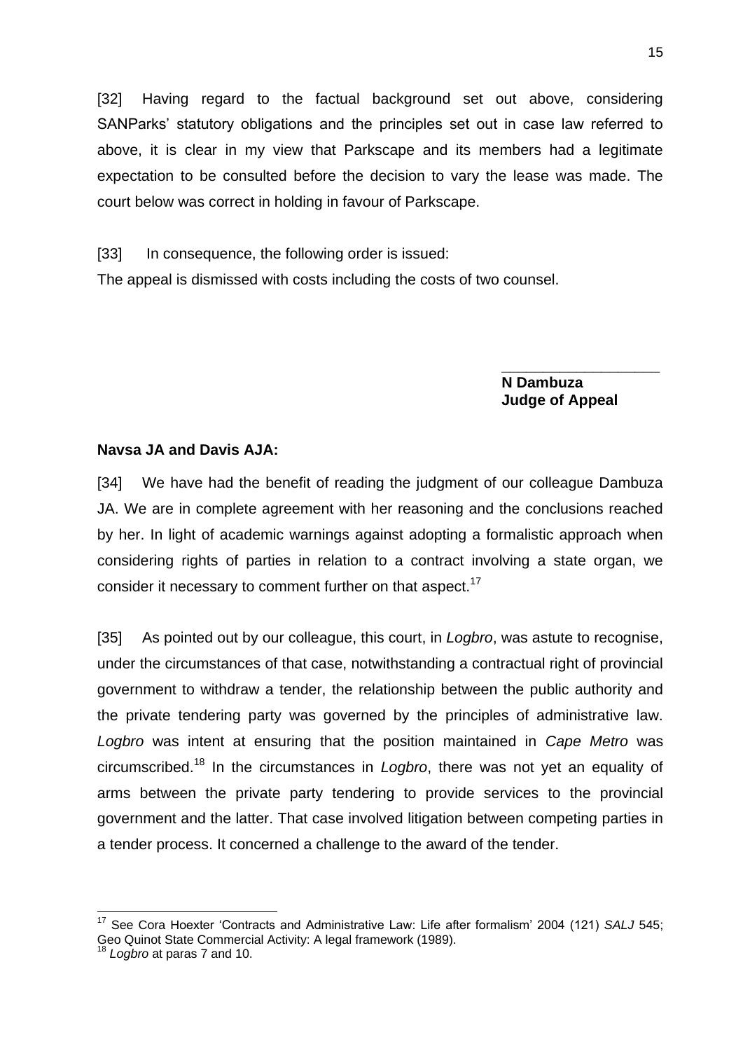[32] Having regard to the factual background set out above, considering SANParks' statutory obligations and the principles set out in case law referred to above, it is clear in my view that Parkscape and its members had a legitimate expectation to be consulted before the decision to vary the lease was made. The court below was correct in holding in favour of Parkscape.

[33] In consequence, the following order is issued:

The appeal is dismissed with costs including the costs of two counsel.

\_\_\_\_\_\_\_\_\_\_\_\_\_\_\_\_\_\_\_\_

**N Dambuza**
**Judge of Appeal**

**Navsa JA and Davis AJA:**

[34] We have had the benefit of reading the judgment of our colleague Dambuza JA. We are in complete agreement with her reasoning and the conclusions reached by her. In light of academic warnings against adopting a formalistic approach when considering rights of parties in relation to a contract involving a state organ, we consider it necessary to comment further on that aspect.[17]

[35] As pointed out by our colleague, this court, in *Logbro*, was astute to recognise, under the circumstances of that case, notwithstanding a contractual right of provincial government to withdraw a tender, the relationship between the public authority and the private tendering party was governed by the principles of administrative law. *Logbro* was intent at ensuring that the position maintained in *Cape Metro* was circumscribed.[18] In the circumstances in *Logbro*, there was not yet an equality of arms between the private party tendering to provide services to the provincial government and the latter. That case involved litigation between competing parties in a tender process. It concerned a challenge to the award of the tender.

---

[17] See Cora Hoexter 'Contracts and Administrative Law: Life after formalism' 2004 (121) *SALJ* 545; Geo Quinot State Commercial Activity: A legal framework (1989).

[18] *Logbro* at paras 7 and 10.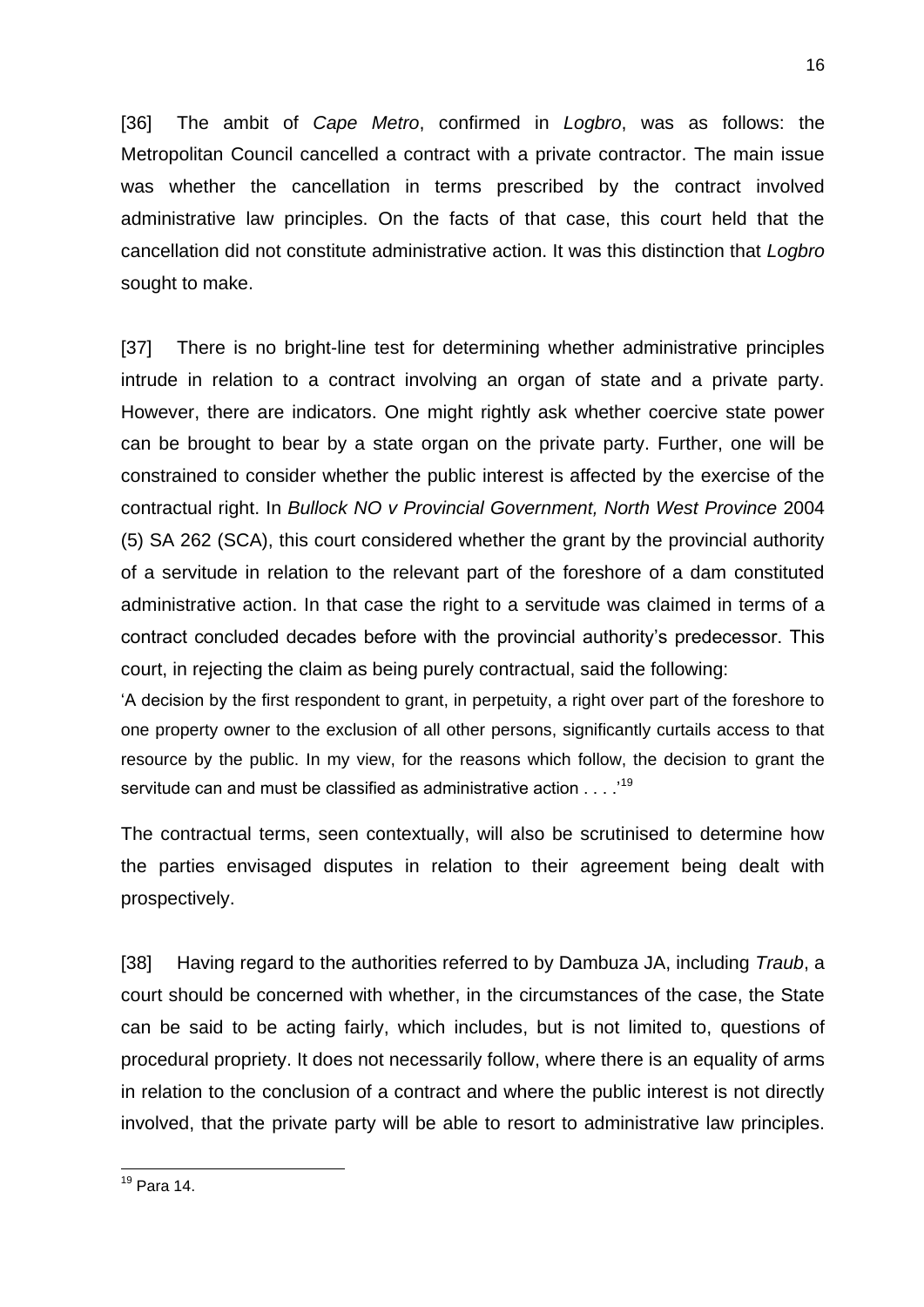[36] The ambit of *Cape Metro*, confirmed in *Logbro*, was as follows: the Metropolitan Council cancelled a contract with a private contractor. The main issue was whether the cancellation in terms prescribed by the contract involved administrative law principles. On the facts of that case, this court held that the cancellation did not constitute administrative action. It was this distinction that *Logbro* sought to make.

[37] There is no bright-line test for determining whether administrative principles intrude in relation to a contract involving an organ of state and a private party. However, there are indicators. One might rightly ask whether coercive state power can be brought to bear by a state organ on the private party. Further, one will be constrained to consider whether the public interest is affected by the exercise of the contractual right. In *Bullock NO v Provincial Government, North West Province* 2004 (5) SA 262 (SCA), this court considered whether the grant by the provincial authority of a servitude in relation to the relevant part of the foreshore of a dam constituted administrative action. In that case the right to a servitude was claimed in terms of a contract concluded decades before with the provincial authority's predecessor. This court, in rejecting the claim as being purely contractual, said the following:

'A decision by the first respondent to grant, in perpetuity, a right over part of the foreshore to one property owner to the exclusion of all other persons, significantly curtails access to that resource by the public. In my view, for the reasons which follow, the decision to grant the servitude can and must be classified as administrative action . . . .'[19]

The contractual terms, seen contextually, will also be scrutinised to determine how the parties envisaged disputes in relation to their agreement being dealt with prospectively.

[38] Having regard to the authorities referred to by Dambuza JA, including *Traub*, a court should be concerned with whether, in the circumstances of the case, the State can be said to be acting fairly, which includes, but is not limited to, questions of procedural propriety. It does not necessarily follow, where there is an equality of arms in relation to the conclusion of a contract and where the public interest is not directly involved, that the private party will be able to resort to administrative law principles.

[19] Para 14.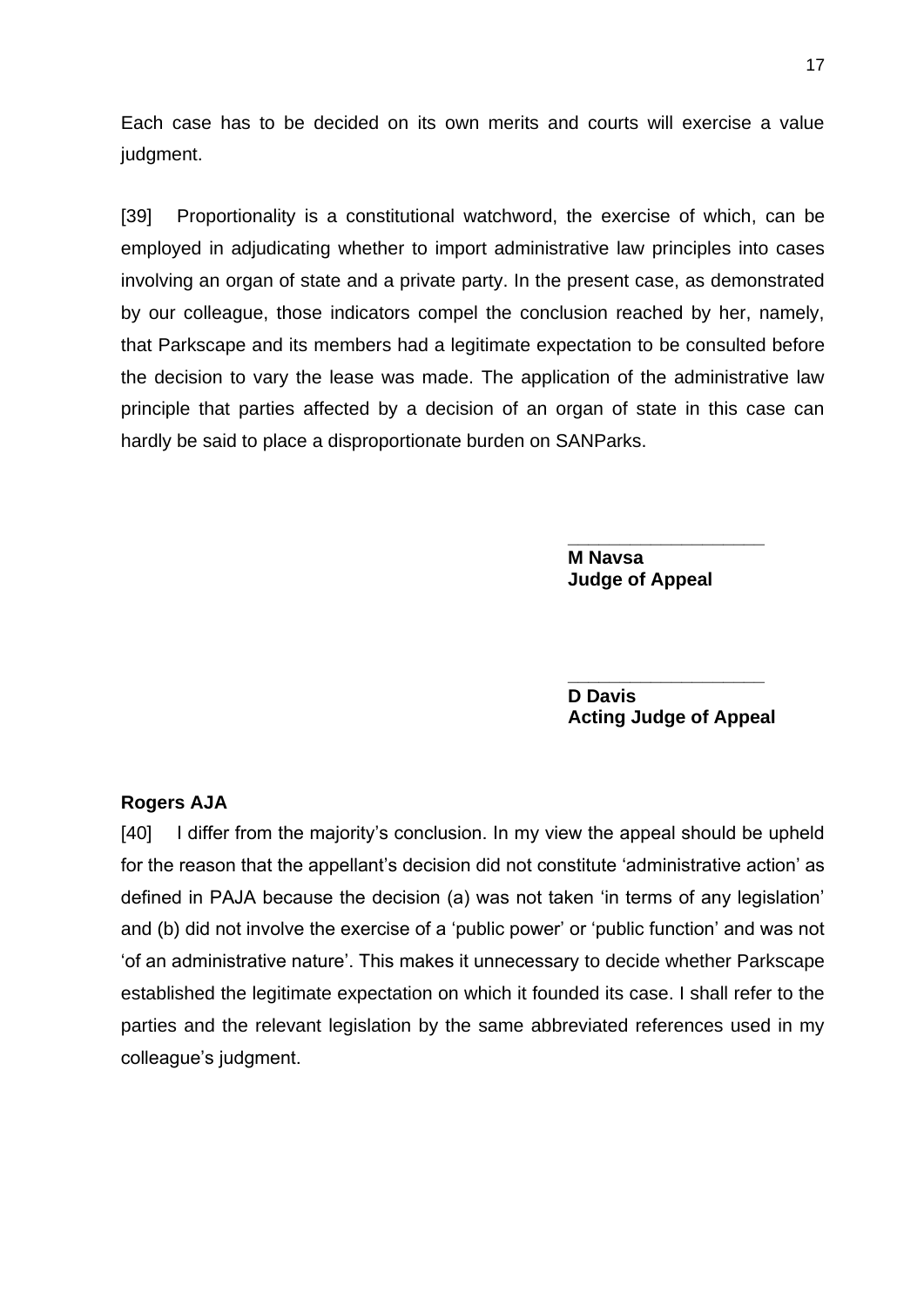Each case has to be decided on its own merits and courts will exercise a value judgment.

[39] Proportionality is a constitutional watchword, the exercise of which, can be employed in adjudicating whether to import administrative law principles into cases involving an organ of state and a private party. In the present case, as demonstrated by our colleague, those indicators compel the conclusion reached by her, namely, that Parkscape and its members had a legitimate expectation to be consulted before the decision to vary the lease was made. The application of the administrative law principle that parties affected by a decision of an organ of state in this case can hardly be said to place a disproportionate burden on SANParks.

\_\_\_\_\_\_\_\_\_\_\_\_\_\_\_\_\_\_\_\_

**M Navsa**
**Judge of Appeal**

\_\_\_\_\_\_\_\_\_\_\_\_\_\_\_\_\_\_\_\_

**D Davis**
**Acting Judge of Appeal**

**Rogers AJA**

[40] I differ from the majority's conclusion. In my view the appeal should be upheld for the reason that the appellant's decision did not constitute 'administrative action' as defined in PAJA because the decision (a) was not taken 'in terms of any legislation' and (b) did not involve the exercise of a 'public power' or 'public function' and was not 'of an administrative nature'. This makes it unnecessary to decide whether Parkscape established the legitimate expectation on which it founded its case. I shall refer to the parties and the relevant legislation by the same abbreviated references used in my colleague's judgment.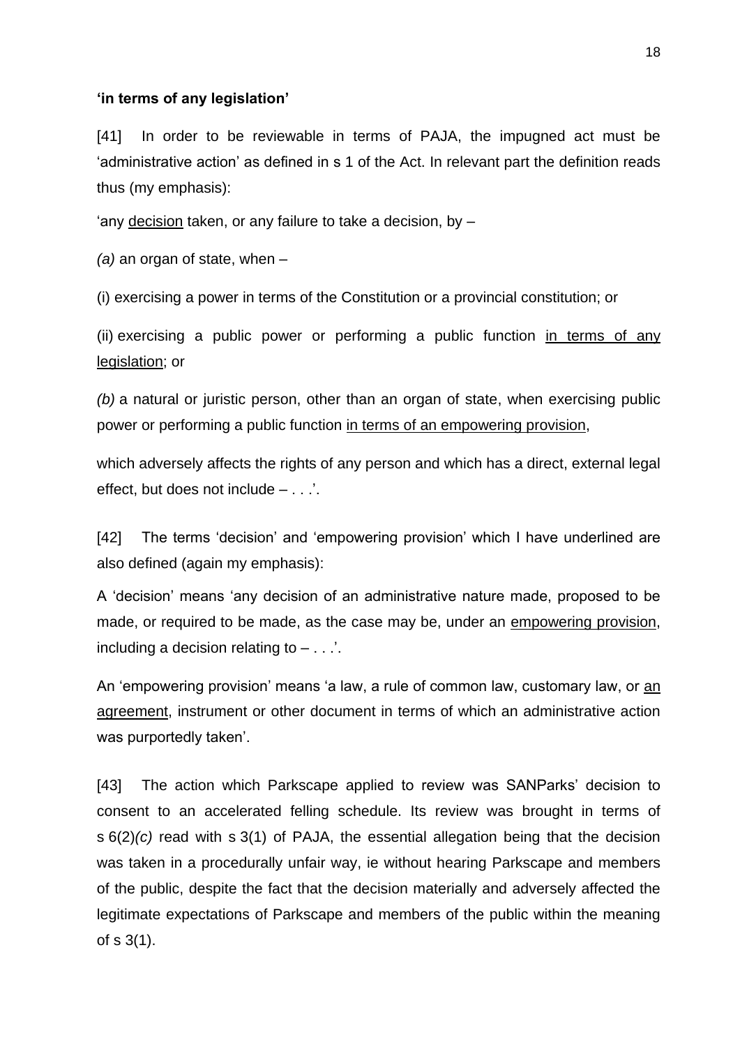**'in terms of any legislation'**

[41] In order to be reviewable in terms of PAJA, the impugned act must be 'administrative action' as defined in s 1 of the Act. In relevant part the definition reads thus (my emphasis):

'any <u>decision</u> taken, or any failure to take a decision, by –

*(a)* an organ of state, when –

(i) exercising a power in terms of the Constitution or a provincial constitution; or

(ii) exercising a public power or performing a public function <u>in terms of any legislation</u>; or

*(b)* a natural or juristic person, other than an organ of state, when exercising public power or performing a public function <u>in terms of an empowering provision</u>,

which adversely affects the rights of any person and which has a direct, external legal effect, but does not include – . . .'.

[42] The terms 'decision' and 'empowering provision' which I have underlined are also defined (again my emphasis):

A 'decision' means 'any decision of an administrative nature made, proposed to be made, or required to be made, as the case may be, under an <u>empowering provision</u>, including a decision relating to – . . .'.

An 'empowering provision' means 'a law, a rule of common law, customary law, or <u>an agreement</u>, instrument or other document in terms of which an administrative action was purportedly taken'.

[43] The action which Parkscape applied to review was SANParks' decision to consent to an accelerated felling schedule. Its review was brought in terms of s 6(2)*(c)* read with s 3(1) of PAJA, the essential allegation being that the decision was taken in a procedurally unfair way, ie without hearing Parkscape and members of the public, despite the fact that the decision materially and adversely affected the legitimate expectations of Parkscape and members of the public within the meaning of s 3(1).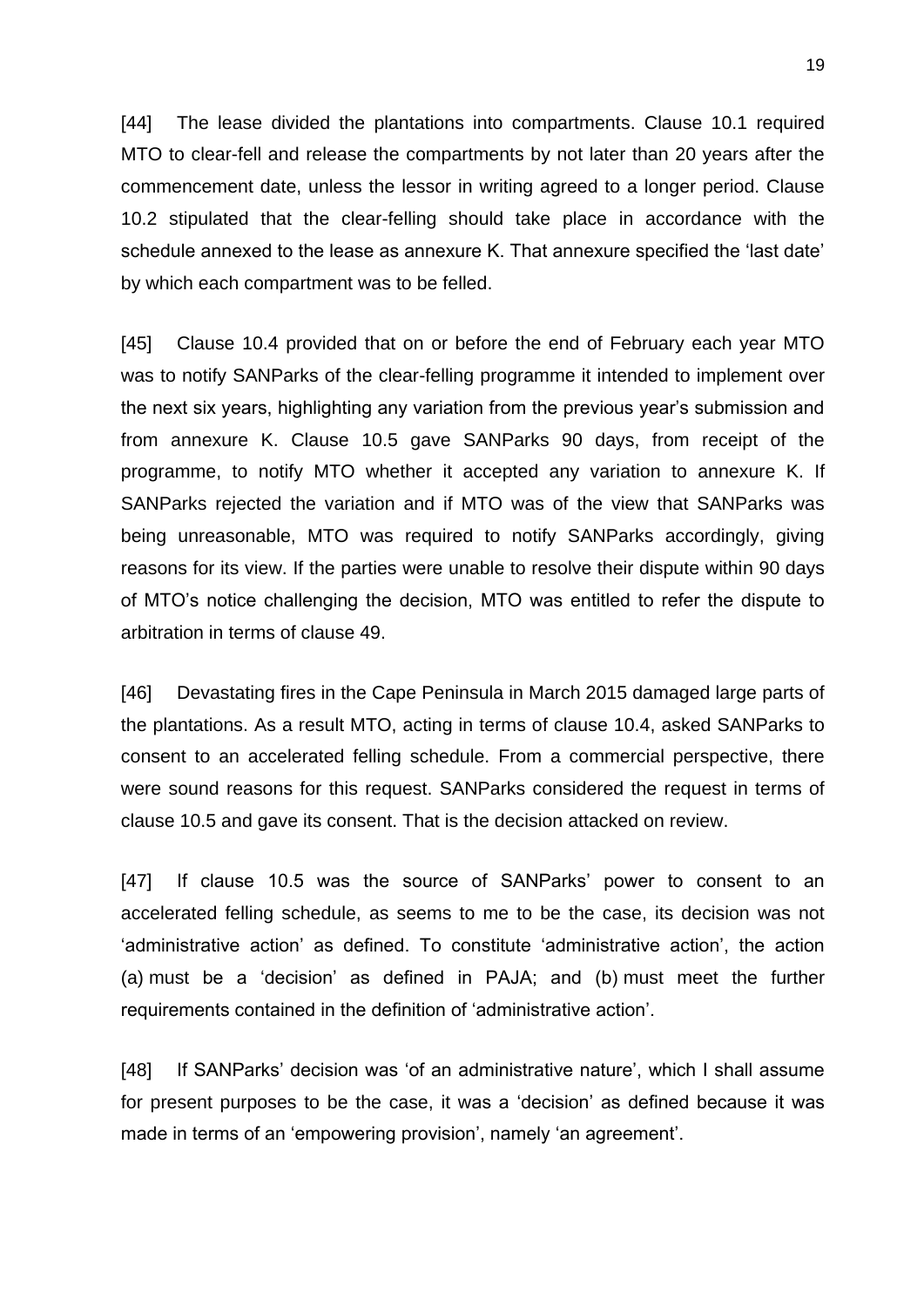[44] The lease divided the plantations into compartments. Clause 10.1 required MTO to clear-fell and release the compartments by not later than 20 years after the commencement date, unless the lessor in writing agreed to a longer period. Clause 10.2 stipulated that the clear-felling should take place in accordance with the schedule annexed to the lease as annexure K. That annexure specified the 'last date' by which each compartment was to be felled.

[45] Clause 10.4 provided that on or before the end of February each year MTO was to notify SANParks of the clear-felling programme it intended to implement over the next six years, highlighting any variation from the previous year's submission and from annexure K. Clause 10.5 gave SANParks 90 days, from receipt of the programme, to notify MTO whether it accepted any variation to annexure K. If SANParks rejected the variation and if MTO was of the view that SANParks was being unreasonable, MTO was required to notify SANParks accordingly, giving reasons for its view. If the parties were unable to resolve their dispute within 90 days of MTO's notice challenging the decision, MTO was entitled to refer the dispute to arbitration in terms of clause 49.

[46] Devastating fires in the Cape Peninsula in March 2015 damaged large parts of the plantations. As a result MTO, acting in terms of clause 10.4, asked SANParks to consent to an accelerated felling schedule. From a commercial perspective, there were sound reasons for this request. SANParks considered the request in terms of clause 10.5 and gave its consent. That is the decision attacked on review.

[47] If clause 10.5 was the source of SANParks' power to consent to an accelerated felling schedule, as seems to me to be the case, its decision was not 'administrative action' as defined. To constitute 'administrative action', the action (a) must be a 'decision' as defined in PAJA; and (b) must meet the further requirements contained in the definition of 'administrative action'.

[48] If SANParks' decision was 'of an administrative nature', which I shall assume for present purposes to be the case, it was a 'decision' as defined because it was made in terms of an 'empowering provision', namely 'an agreement'.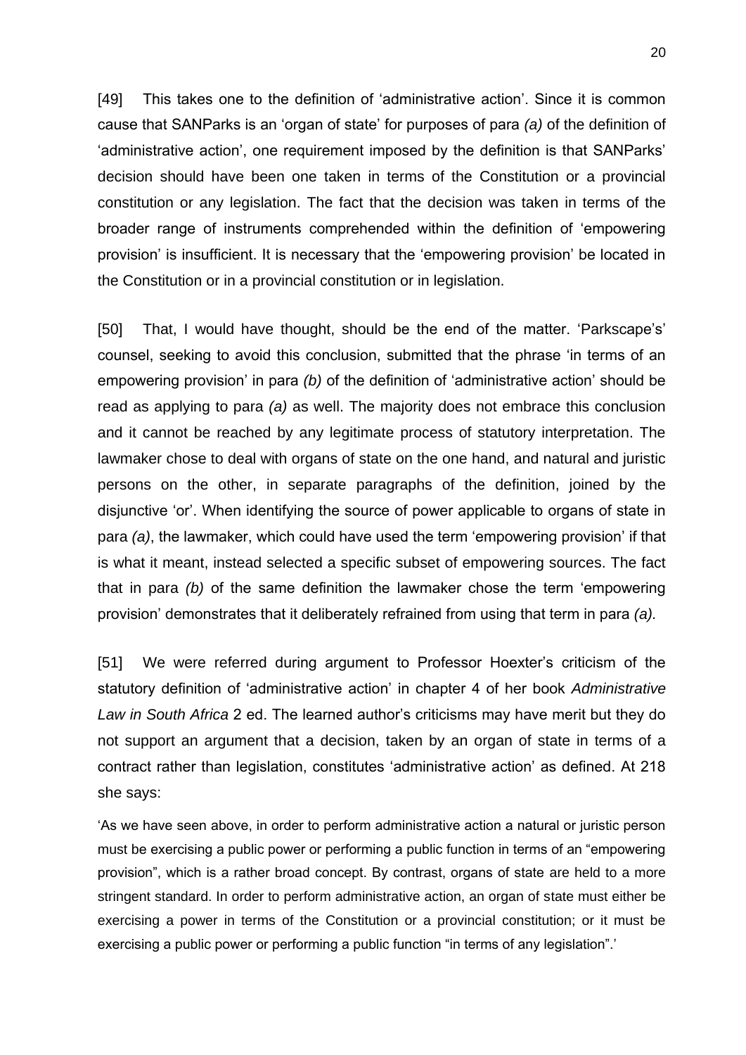[49] This takes one to the definition of 'administrative action'. Since it is common cause that SANParks is an 'organ of state' for purposes of para *(a)* of the definition of 'administrative action', one requirement imposed by the definition is that SANParks' decision should have been one taken in terms of the Constitution or a provincial constitution or any legislation. The fact that the decision was taken in terms of the broader range of instruments comprehended within the definition of 'empowering provision' is insufficient. It is necessary that the 'empowering provision' be located in the Constitution or in a provincial constitution or in legislation.

[50] That, I would have thought, should be the end of the matter. 'Parkscape's' counsel, seeking to avoid this conclusion, submitted that the phrase 'in terms of an empowering provision' in para *(b)* of the definition of 'administrative action' should be read as applying to para *(a)* as well. The majority does not embrace this conclusion and it cannot be reached by any legitimate process of statutory interpretation. The lawmaker chose to deal with organs of state on the one hand, and natural and juristic persons on the other, in separate paragraphs of the definition, joined by the disjunctive 'or'. When identifying the source of power applicable to organs of state in para *(a)*, the lawmaker, which could have used the term 'empowering provision' if that is what it meant, instead selected a specific subset of empowering sources. The fact that in para *(b)* of the same definition the lawmaker chose the term 'empowering provision' demonstrates that it deliberately refrained from using that term in para *(a).*

[51] We were referred during argument to Professor Hoexter's criticism of the statutory definition of 'administrative action' in chapter 4 of her book *Administrative Law in South Africa* 2 ed. The learned author's criticisms may have merit but they do not support an argument that a decision, taken by an organ of state in terms of a contract rather than legislation, constitutes 'administrative action' as defined. At 218 she says:

> 'As we have seen above, in order to perform administrative action a natural or juristic person must be exercising a public power or performing a public function in terms of an "empowering provision", which is a rather broad concept. By contrast, organs of state are held to a more stringent standard. In order to perform administrative action, an organ of state must either be exercising a power in terms of the Constitution or a provincial constitution; or it must be exercising a public power or performing a public function "in terms of any legislation".'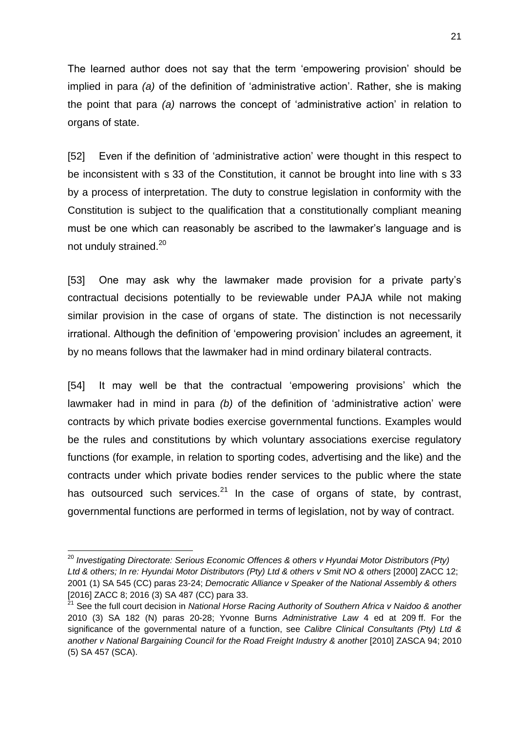The learned author does not say that the term 'empowering provision' should be implied in para *(a)* of the definition of 'administrative action'. Rather, she is making the point that para *(a)* narrows the concept of 'administrative action' in relation to organs of state.

[52] Even if the definition of 'administrative action' were thought in this respect to be inconsistent with s 33 of the Constitution, it cannot be brought into line with s 33 by a process of interpretation. The duty to construe legislation in conformity with the Constitution is subject to the qualification that a constitutionally compliant meaning must be one which can reasonably be ascribed to the lawmaker's language and is not unduly strained.[20]

[53] One may ask why the lawmaker made provision for a private party's contractual decisions potentially to be reviewable under PAJA while not making similar provision in the case of organs of state. The distinction is not necessarily irrational. Although the definition of 'empowering provision' includes an agreement, it by no means follows that the lawmaker had in mind ordinary bilateral contracts.

[54] It may well be that the contractual 'empowering provisions' which the lawmaker had in mind in para *(b)* of the definition of 'administrative action' were contracts by which private bodies exercise governmental functions. Examples would be the rules and constitutions by which voluntary associations exercise regulatory functions (for example, in relation to sporting codes, advertising and the like) and the contracts under which private bodies render services to the public where the state has outsourced such services.[21] In the case of organs of state, by contrast, governmental functions are performed in terms of legislation, not by way of contract.

---

[20] *Investigating Directorate: Serious Economic Offences & others v Hyundai Motor Distributors (Pty) Ltd & others; In re: Hyundai Motor Distributors (Pty) Ltd & others v Smit NO & others* [2000] ZACC 12; 2001 (1) SA 545 (CC) paras 23-24; *Democratic Alliance v Speaker of the National Assembly & others* [2016] ZACC 8; 2016 (3) SA 487 (CC) para 33.

[21] See the full court decision in *National Horse Racing Authority of Southern Africa v Naidoo & another* 2010 (3) SA 182 (N) paras 20-28; Yvonne Burns *Administrative Law* 4 ed at 209 ff. For the significance of the governmental nature of a function, see *Calibre Clinical Consultants (Pty) Ltd & another v National Bargaining Council for the Road Freight Industry & another* [2010] ZASCA 94; 2010 (5) SA 457 (SCA).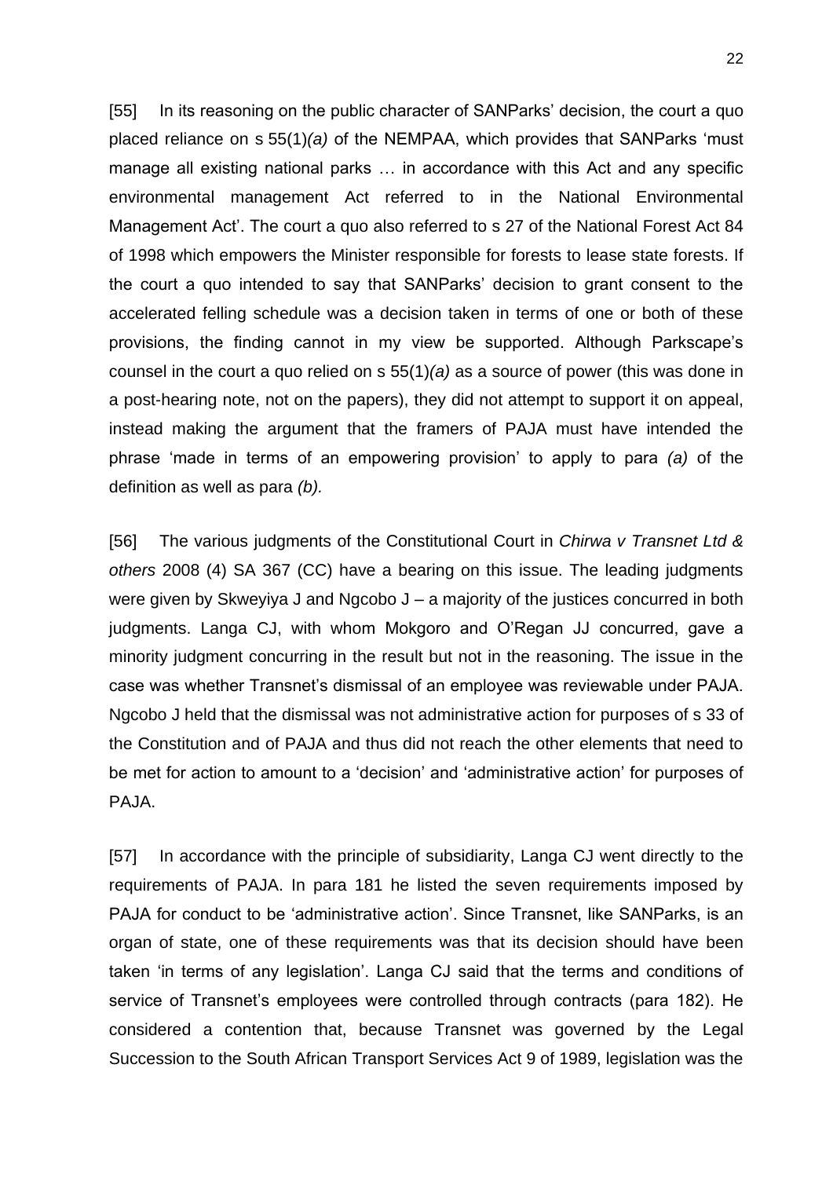[55] In its reasoning on the public character of SANParks' decision, the court a quo placed reliance on s 55(1)*(a)* of the NEMPAA, which provides that SANParks 'must manage all existing national parks … in accordance with this Act and any specific environmental management Act referred to in the National Environmental Management Act'. The court a quo also referred to s 27 of the National Forest Act 84 of 1998 which empowers the Minister responsible for forests to lease state forests. If the court a quo intended to say that SANParks' decision to grant consent to the accelerated felling schedule was a decision taken in terms of one or both of these provisions, the finding cannot in my view be supported. Although Parkscape's counsel in the court a quo relied on s 55(1)*(a)* as a source of power (this was done in a post-hearing note, not on the papers), they did not attempt to support it on appeal, instead making the argument that the framers of PAJA must have intended the phrase 'made in terms of an empowering provision' to apply to para *(a)* of the definition as well as para *(b).*

[56] The various judgments of the Constitutional Court in *Chirwa v Transnet Ltd & others* 2008 (4) SA 367 (CC) have a bearing on this issue. The leading judgments were given by Skweyiya J and Ngcobo J – a majority of the justices concurred in both judgments. Langa CJ, with whom Mokgoro and O'Regan JJ concurred, gave a minority judgment concurring in the result but not in the reasoning. The issue in the case was whether Transnet's dismissal of an employee was reviewable under PAJA. Ngcobo J held that the dismissal was not administrative action for purposes of s 33 of the Constitution and of PAJA and thus did not reach the other elements that need to be met for action to amount to a 'decision' and 'administrative action' for purposes of PAJA.

[57] In accordance with the principle of subsidiarity, Langa CJ went directly to the requirements of PAJA. In para 181 he listed the seven requirements imposed by PAJA for conduct to be 'administrative action'. Since Transnet, like SANParks, is an organ of state, one of these requirements was that its decision should have been taken 'in terms of any legislation'. Langa CJ said that the terms and conditions of service of Transnet's employees were controlled through contracts (para 182). He considered a contention that, because Transnet was governed by the Legal Succession to the South African Transport Services Act 9 of 1989, legislation was the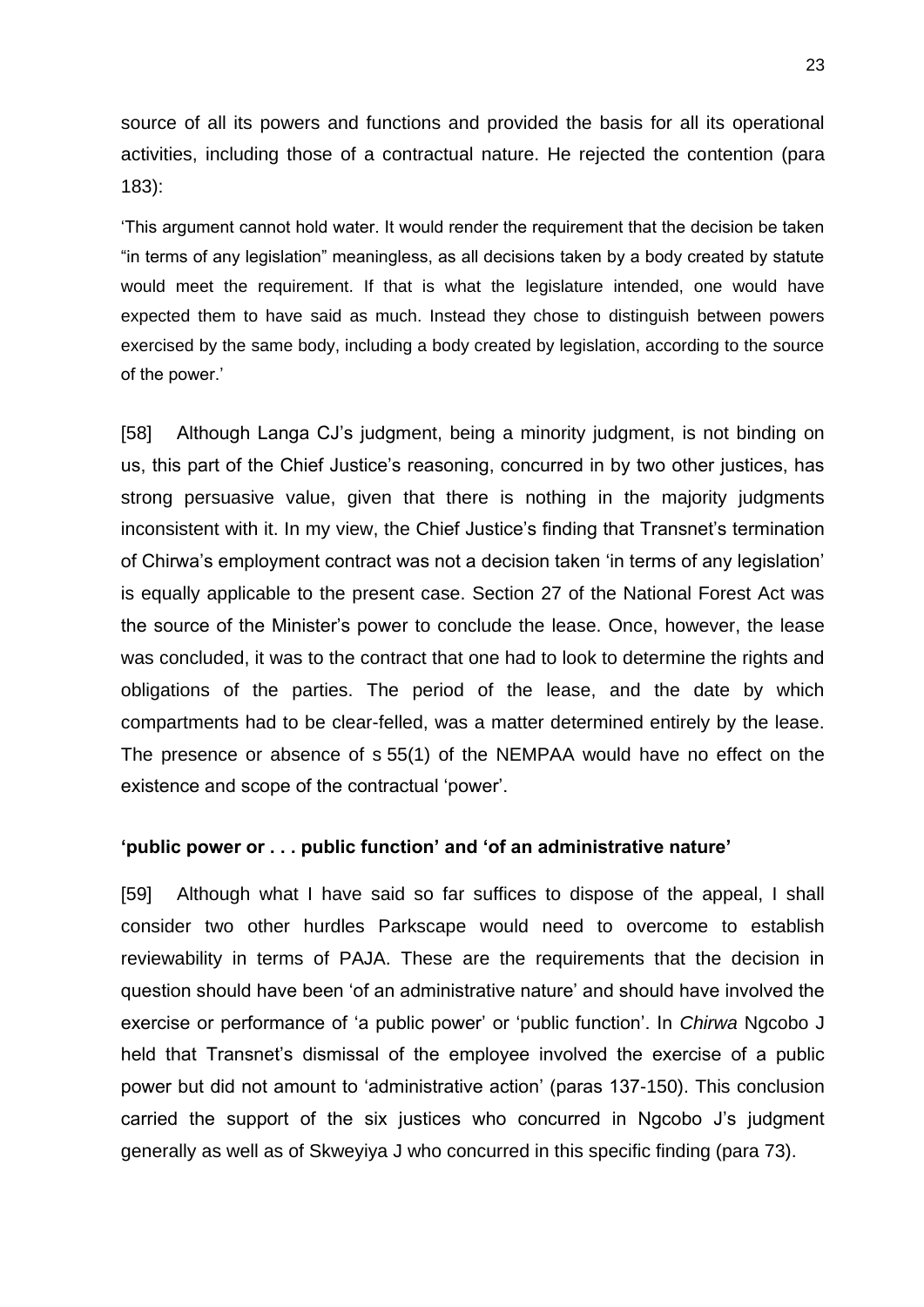source of all its powers and functions and provided the basis for all its operational activities, including those of a contractual nature. He rejected the contention (para 183):

> 'This argument cannot hold water. It would render the requirement that the decision be taken "in terms of any legislation" meaningless, as all decisions taken by a body created by statute would meet the requirement. If that is what the legislature intended, one would have expected them to have said as much. Instead they chose to distinguish between powers exercised by the same body, including a body created by legislation, according to the source of the power.'

[58] Although Langa CJ's judgment, being a minority judgment, is not binding on us, this part of the Chief Justice's reasoning, concurred in by two other justices, has strong persuasive value, given that there is nothing in the majority judgments inconsistent with it. In my view, the Chief Justice's finding that Transnet's termination of Chirwa's employment contract was not a decision taken 'in terms of any legislation' is equally applicable to the present case. Section 27 of the National Forest Act was the source of the Minister's power to conclude the lease. Once, however, the lease was concluded, it was to the contract that one had to look to determine the rights and obligations of the parties. The period of the lease, and the date by which compartments had to be clear-felled, was a matter determined entirely by the lease. The presence or absence of s 55(1) of the NEMPAA would have no effect on the existence and scope of the contractual 'power'.

### 'public power or . . . public function' and 'of an administrative nature'

[59] Although what I have said so far suffices to dispose of the appeal, I shall consider two other hurdles Parkscape would need to overcome to establish reviewability in terms of PAJA. These are the requirements that the decision in question should have been 'of an administrative nature' and should have involved the exercise or performance of 'a public power' or 'public function'. In *Chirwa* Ngcobo J held that Transnet's dismissal of the employee involved the exercise of a public power but did not amount to 'administrative action' (paras 137-150). This conclusion carried the support of the six justices who concurred in Ngcobo J's judgment generally as well as of Skweyiya J who concurred in this specific finding (para 73).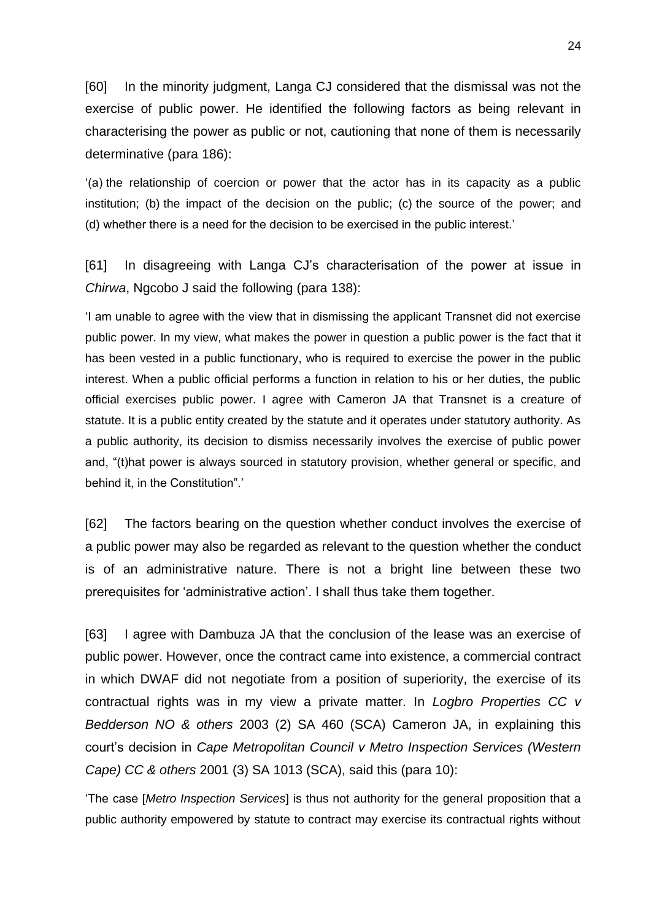[60] In the minority judgment, Langa CJ considered that the dismissal was not the exercise of public power. He identified the following factors as being relevant in characterising the power as public or not, cautioning that none of them is necessarily determinative (para 186):

> '(a) the relationship of coercion or power that the actor has in its capacity as a public institution; (b) the impact of the decision on the public; (c) the source of the power; and (d) whether there is a need for the decision to be exercised in the public interest.'

[61] In disagreeing with Langa CJ's characterisation of the power at issue in *Chirwa*, Ngcobo J said the following (para 138):

> 'I am unable to agree with the view that in dismissing the applicant Transnet did not exercise public power. In my view, what makes the power in question a public power is the fact that it has been vested in a public functionary, who is required to exercise the power in the public interest. When a public official performs a function in relation to his or her duties, the public official exercises public power. I agree with Cameron JA that Transnet is a creature of statute. It is a public entity created by the statute and it operates under statutory authority. As a public authority, its decision to dismiss necessarily involves the exercise of public power and, "(t)hat power is always sourced in statutory provision, whether general or specific, and behind it, in the Constitution".'

[62] The factors bearing on the question whether conduct involves the exercise of a public power may also be regarded as relevant to the question whether the conduct is of an administrative nature. There is not a bright line between these two prerequisites for 'administrative action'. I shall thus take them together.

[63] I agree with Dambuza JA that the conclusion of the lease was an exercise of public power. However, once the contract came into existence, a commercial contract in which DWAF did not negotiate from a position of superiority, the exercise of its contractual rights was in my view a private matter. In *Logbro Properties CC v Bedderson NO & others* 2003 (2) SA 460 (SCA) Cameron JA, in explaining this court's decision in *Cape Metropolitan Council v Metro Inspection Services (Western Cape) CC & others* 2001 (3) SA 1013 (SCA), said this (para 10):

> 'The case [*Metro Inspection Services*] is thus not authority for the general proposition that a public authority empowered by statute to contract may exercise its contractual rights without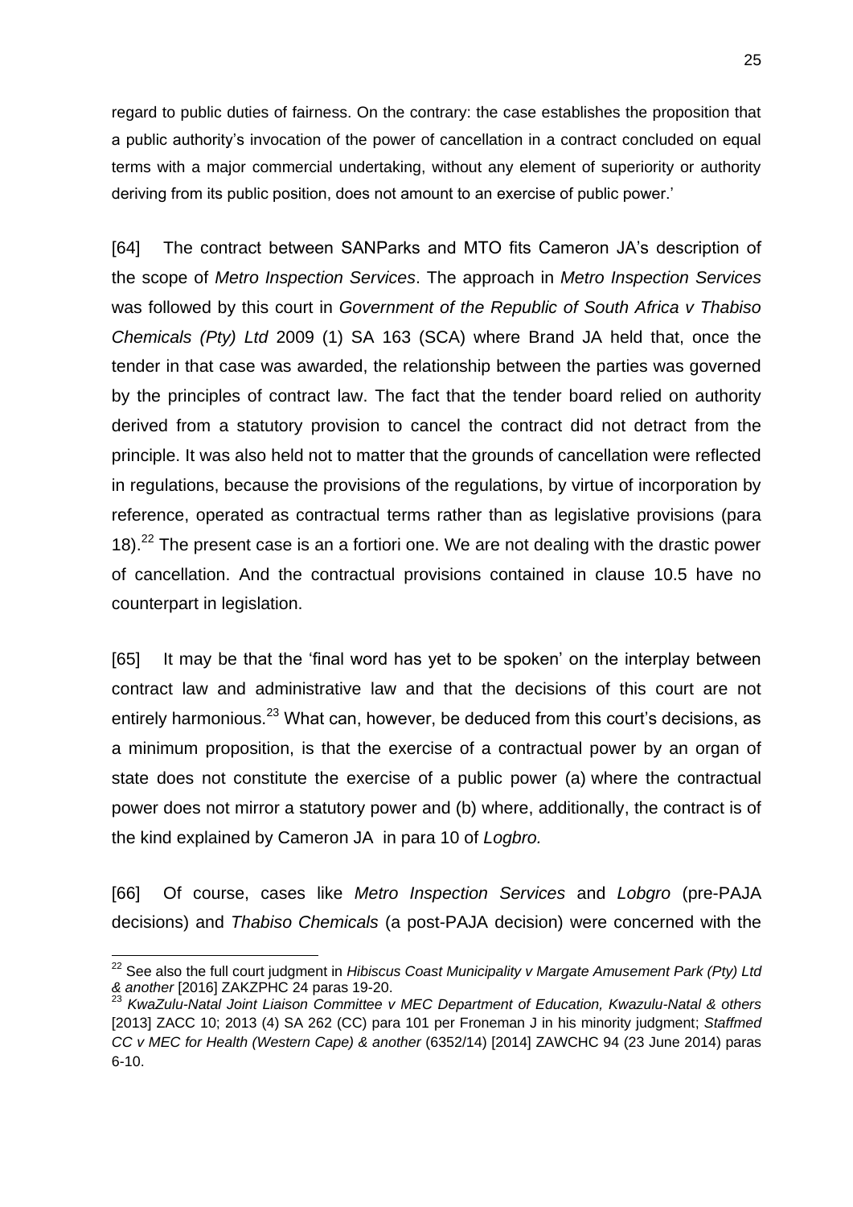regard to public duties of fairness. On the contrary: the case establishes the proposition that a public authority's invocation of the power of cancellation in a contract concluded on equal terms with a major commercial undertaking, without any element of superiority or authority deriving from its public position, does not amount to an exercise of public power.'

[64] The contract between SANParks and MTO fits Cameron JA's description of the scope of *Metro Inspection Services*. The approach in *Metro Inspection Services* was followed by this court in *Government of the Republic of South Africa v Thabiso Chemicals (Pty) Ltd* 2009 (1) SA 163 (SCA) where Brand JA held that, once the tender in that case was awarded, the relationship between the parties was governed by the principles of contract law. The fact that the tender board relied on authority derived from a statutory provision to cancel the contract did not detract from the principle. It was also held not to matter that the grounds of cancellation were reflected in regulations, because the provisions of the regulations, by virtue of incorporation by reference, operated as contractual terms rather than as legislative provisions (para 18).[22] The present case is an a fortiori one. We are not dealing with the drastic power of cancellation. And the contractual provisions contained in clause 10.5 have no counterpart in legislation.

[65] It may be that the 'final word has yet to be spoken' on the interplay between contract law and administrative law and that the decisions of this court are not entirely harmonious.[23] What can, however, be deduced from this court's decisions, as a minimum proposition, is that the exercise of a contractual power by an organ of state does not constitute the exercise of a public power (a) where the contractual power does not mirror a statutory power and (b) where, additionally, the contract is of the kind explained by Cameron JA in para 10 of *Logbro.*

[66] Of course, cases like *Metro Inspection Services* and *Lobgro* (pre-PAJA decisions) and *Thabiso Chemicals* (a post-PAJA decision) were concerned with the

---

[22] See also the full court judgment in *Hibiscus Coast Municipality v Margate Amusement Park (Pty) Ltd & another* [2016] ZAKZPHC 24 paras 19-20.

[23] *KwaZulu-Natal Joint Liaison Committee v MEC Department of Education, Kwazulu-Natal & others* [2013] ZACC 10; 2013 (4) SA 262 (CC) para 101 per Froneman J in his minority judgment; *Staffmed CC v MEC for Health (Western Cape) & another* (6352/14) [2014] ZAWCHC 94 (23 June 2014) paras 6-10.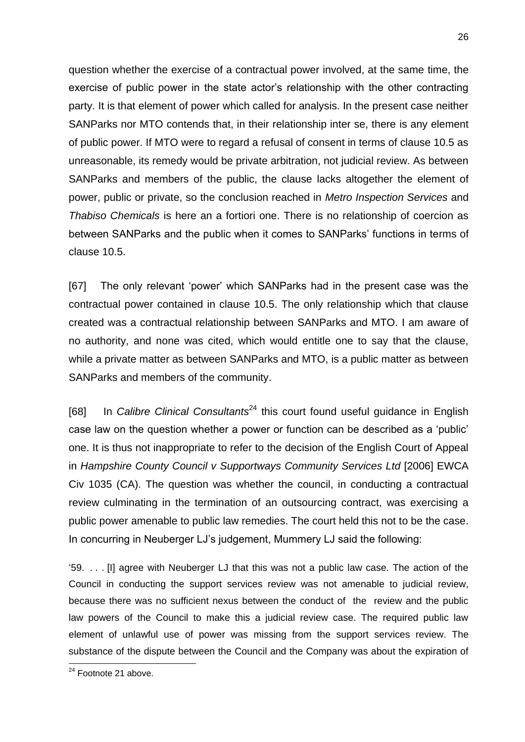question whether the exercise of a contractual power involved, at the same time, the exercise of public power in the state actor's relationship with the other contracting party. It is that element of power which called for analysis. In the present case neither SANParks nor MTO contends that, in their relationship inter se, there is any element of public power. If MTO were to regard a refusal of consent in terms of clause 10.5 as unreasonable, its remedy would be private arbitration, not judicial review. As between SANParks and members of the public, the clause lacks altogether the element of power, public or private, so the conclusion reached in *Metro Inspection Services* and *Thabiso Chemicals* is here an a fortiori one. There is no relationship of coercion as between SANParks and the public when it comes to SANParks' functions in terms of clause 10.5.

[67] The only relevant 'power' which SANParks had in the present case was the contractual power contained in clause 10.5. The only relationship which that clause created was a contractual relationship between SANParks and MTO. I am aware of no authority, and none was cited, which would entitle one to say that the clause, while a private matter as between SANParks and MTO, is a public matter as between SANParks and members of the community.

[68] In *Calibre Clinical Consultants*[24] this court found useful guidance in English case law on the question whether a power or function can be described as a 'public' one. It is thus not inappropriate to refer to the decision of the English Court of Appeal in *Hampshire County Council v Supportways Community Services Ltd* [2006] EWCA Civ 1035 (CA). The question was whether the council, in conducting a contractual review culminating in the termination of an outsourcing contract, was exercising a public power amenable to public law remedies. The court held this not to be the case. In concurring in Neuberger LJ's judgement, Mummery LJ said the following:

'59. . . . [I] agree with Neuberger LJ that this was not a public law case. The action of the Council in conducting the support services review was not amenable to judicial review, because there was no sufficient nexus between the conduct of the review and the public law powers of the Council to make this a judicial review case. The required public law element of unlawful use of power was missing from the support services review. The substance of the dispute between the Council and the Company was about the expiration of

[24] Footnote 21 above.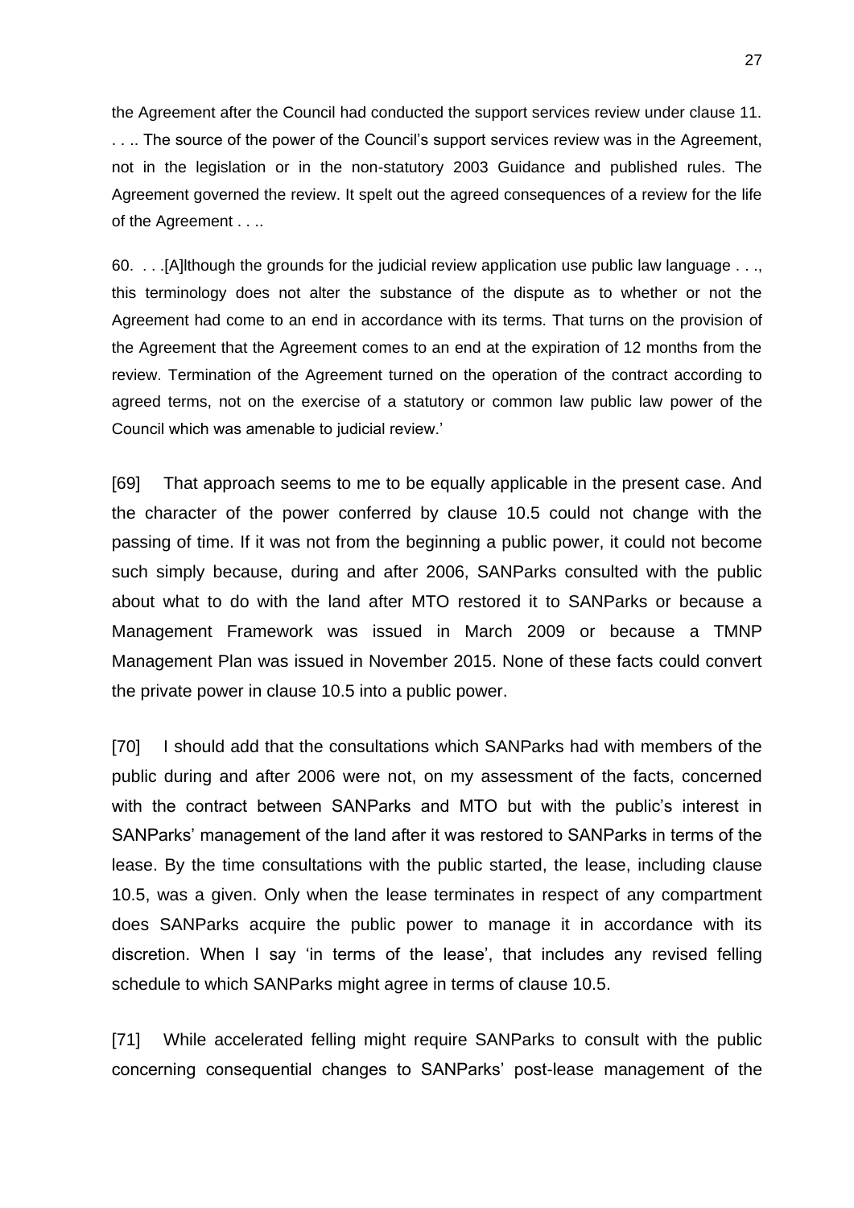the Agreement after the Council had conducted the support services review under clause 11. . . .. The source of the power of the Council's support services review was in the Agreement, not in the legislation or in the non-statutory 2003 Guidance and published rules. The Agreement governed the review. It spelt out the agreed consequences of a review for the life of the Agreement . . ..

60. . . .[A]lthough the grounds for the judicial review application use public law language . . ., this terminology does not alter the substance of the dispute as to whether or not the Agreement had come to an end in accordance with its terms. That turns on the provision of the Agreement that the Agreement comes to an end at the expiration of 12 months from the review. Termination of the Agreement turned on the operation of the contract according to agreed terms, not on the exercise of a statutory or common law public law power of the Council which was amenable to judicial review.'

[69] That approach seems to me to be equally applicable in the present case. And the character of the power conferred by clause 10.5 could not change with the passing of time. If it was not from the beginning a public power, it could not become such simply because, during and after 2006, SANParks consulted with the public about what to do with the land after MTO restored it to SANParks or because a Management Framework was issued in March 2009 or because a TMNP Management Plan was issued in November 2015. None of these facts could convert the private power in clause 10.5 into a public power.

[70] I should add that the consultations which SANParks had with members of the public during and after 2006 were not, on my assessment of the facts, concerned with the contract between SANParks and MTO but with the public's interest in SANParks' management of the land after it was restored to SANParks in terms of the lease. By the time consultations with the public started, the lease, including clause 10.5, was a given. Only when the lease terminates in respect of any compartment does SANParks acquire the public power to manage it in accordance with its discretion. When I say 'in terms of the lease', that includes any revised felling schedule to which SANParks might agree in terms of clause 10.5.

[71] While accelerated felling might require SANParks to consult with the public concerning consequential changes to SANParks' post-lease management of the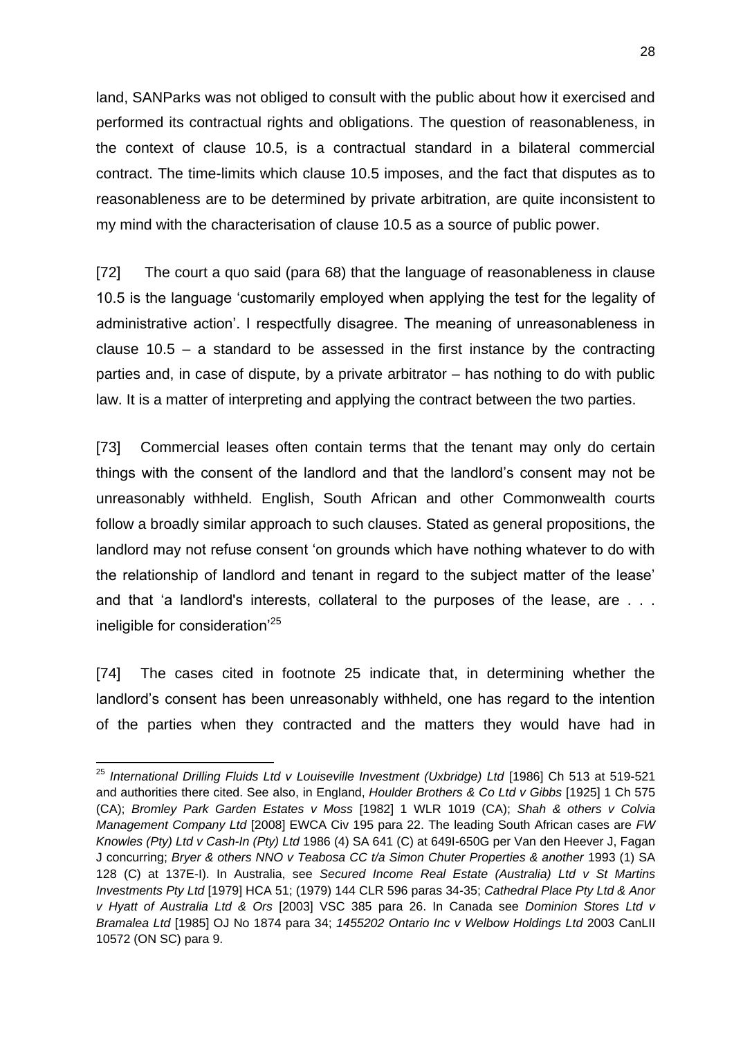land, SANParks was not obliged to consult with the public about how it exercised and performed its contractual rights and obligations. The question of reasonableness, in the context of clause 10.5, is a contractual standard in a bilateral commercial contract. The time-limits which clause 10.5 imposes, and the fact that disputes as to reasonableness are to be determined by private arbitration, are quite inconsistent to my mind with the characterisation of clause 10.5 as a source of public power.

[72] The court a quo said (para 68) that the language of reasonableness in clause 10.5 is the language 'customarily employed when applying the test for the legality of administrative action'. I respectfully disagree. The meaning of unreasonableness in clause 10.5 – a standard to be assessed in the first instance by the contracting parties and, in case of dispute, by a private arbitrator – has nothing to do with public law. It is a matter of interpreting and applying the contract between the two parties.

[73] Commercial leases often contain terms that the tenant may only do certain things with the consent of the landlord and that the landlord's consent may not be unreasonably withheld. English, South African and other Commonwealth courts follow a broadly similar approach to such clauses. Stated as general propositions, the landlord may not refuse consent 'on grounds which have nothing whatever to do with the relationship of landlord and tenant in regard to the subject matter of the lease' and that 'a landlord's interests, collateral to the purposes of the lease, are . . . ineligible for consideration'[25]

[74] The cases cited in footnote 25 indicate that, in determining whether the landlord's consent has been unreasonably withheld, one has regard to the intention of the parties when they contracted and the matters they would have had in

---

[25] *International Drilling Fluids Ltd v Louiseville Investment (Uxbridge) Ltd* [1986] Ch 513 at 519-521 and authorities there cited. See also, in England, *Houlder Brothers & Co Ltd v Gibbs* [1925] 1 Ch 575 (CA); *Bromley Park Garden Estates v Moss* [1982] 1 WLR 1019 (CA); *Shah & others v Colvia Management Company Ltd* [2008] EWCA Civ 195 para 22. The leading South African cases are *FW Knowles (Pty) Ltd v Cash-In (Pty) Ltd* 1986 (4) SA 641 (C) at 649I-650G per Van den Heever J, Fagan J concurring; *Bryer & others NNO v Teabosa CC t/a Simon Chuter Properties & another* 1993 (1) SA 128 (C) at 137E-I). In Australia, see *Secured Income Real Estate (Australia) Ltd v St Martins Investments Pty Ltd* [1979] HCA 51; (1979) 144 CLR 596 paras 34-35; *Cathedral Place Pty Ltd & Anor v Hyatt of Australia Ltd & Ors* [2003] VSC 385 para 26. In Canada see *Dominion Stores Ltd v Bramalea Ltd* [1985] OJ No 1874 para 34; *1455202 Ontario Inc v Welbow Holdings Ltd* 2003 CanLII 10572 (ON SC) para 9.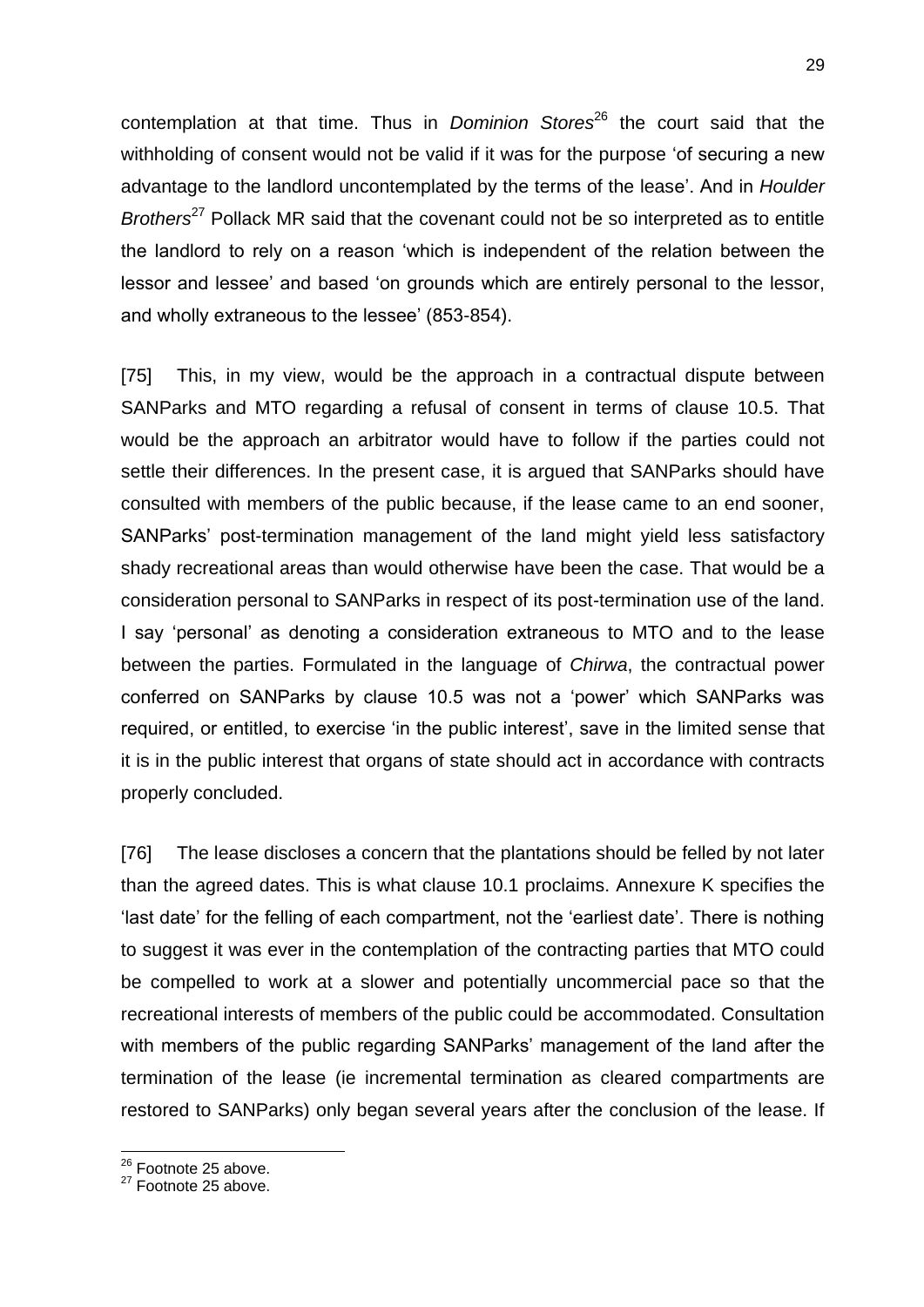contemplation at that time. Thus in *Dominion Stores*[26] the court said that the withholding of consent would not be valid if it was for the purpose 'of securing a new advantage to the landlord uncontemplated by the terms of the lease'. And in *Houlder Brothers*[27] Pollack MR said that the covenant could not be so interpreted as to entitle the landlord to rely on a reason 'which is independent of the relation between the lessor and lessee' and based 'on grounds which are entirely personal to the lessor, and wholly extraneous to the lessee' (853-854).

[75] This, in my view, would be the approach in a contractual dispute between SANParks and MTO regarding a refusal of consent in terms of clause 10.5. That would be the approach an arbitrator would have to follow if the parties could not settle their differences. In the present case, it is argued that SANParks should have consulted with members of the public because, if the lease came to an end sooner, SANParks' post-termination management of the land might yield less satisfactory shady recreational areas than would otherwise have been the case. That would be a consideration personal to SANParks in respect of its post-termination use of the land. I say 'personal' as denoting a consideration extraneous to MTO and to the lease between the parties. Formulated in the language of *Chirwa*, the contractual power conferred on SANParks by clause 10.5 was not a 'power' which SANParks was required, or entitled, to exercise 'in the public interest', save in the limited sense that it is in the public interest that organs of state should act in accordance with contracts properly concluded.

[76] The lease discloses a concern that the plantations should be felled by not later than the agreed dates. This is what clause 10.1 proclaims. Annexure K specifies the 'last date' for the felling of each compartment, not the 'earliest date'. There is nothing to suggest it was ever in the contemplation of the contracting parties that MTO could be compelled to work at a slower and potentially uncommercial pace so that the recreational interests of members of the public could be accommodated. Consultation with members of the public regarding SANParks' management of the land after the termination of the lease (ie incremental termination as cleared compartments are restored to SANParks) only began several years after the conclusion of the lease. If

---

[26] Footnote 25 above.

[27] Footnote 25 above.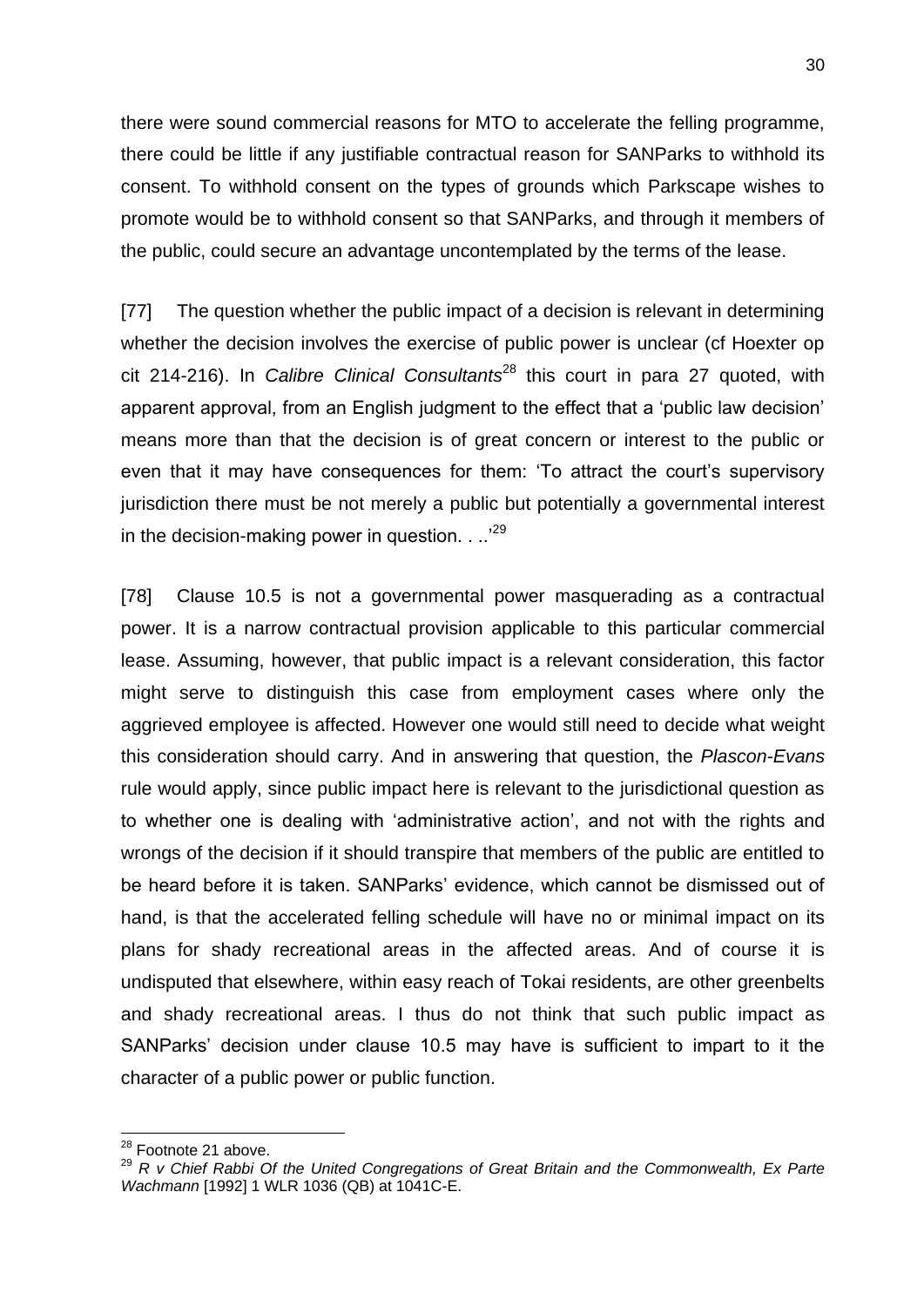there were sound commercial reasons for MTO to accelerate the felling programme, there could be little if any justifiable contractual reason for SANParks to withhold its consent. To withhold consent on the types of grounds which Parkscape wishes to promote would be to withhold consent so that SANParks, and through it members of the public, could secure an advantage uncontemplated by the terms of the lease.

[77] The question whether the public impact of a decision is relevant in determining whether the decision involves the exercise of public power is unclear (cf Hoexter op cit 214-216). In *Calibre Clinical Consultants*[28] this court in para 27 quoted, with apparent approval, from an English judgment to the effect that a 'public law decision' means more than that the decision is of great concern or interest to the public or even that it may have consequences for them: 'To attract the court's supervisory jurisdiction there must be not merely a public but potentially a governmental interest in the decision-making power in question. . ..'[29]

[78] Clause 10.5 is not a governmental power masquerading as a contractual power. It is a narrow contractual provision applicable to this particular commercial lease. Assuming, however, that public impact is a relevant consideration, this factor might serve to distinguish this case from employment cases where only the aggrieved employee is affected. However one would still need to decide what weight this consideration should carry. And in answering that question, the *Plascon-Evans* rule would apply, since public impact here is relevant to the jurisdictional question as to whether one is dealing with 'administrative action', and not with the rights and wrongs of the decision if it should transpire that members of the public are entitled to be heard before it is taken. SANParks' evidence, which cannot be dismissed out of hand, is that the accelerated felling schedule will have no or minimal impact on its plans for shady recreational areas in the affected areas. And of course it is undisputed that elsewhere, within easy reach of Tokai residents, are other greenbelts and shady recreational areas. I thus do not think that such public impact as SANParks' decision under clause 10.5 may have is sufficient to impart to it the character of a public power or public function.

---

[28] Footnote 21 above.

[29] *R v Chief Rabbi Of the United Congregations of Great Britain and the Commonwealth, Ex Parte Wachmann* [1992] 1 WLR 1036 (QB) at 1041C-E.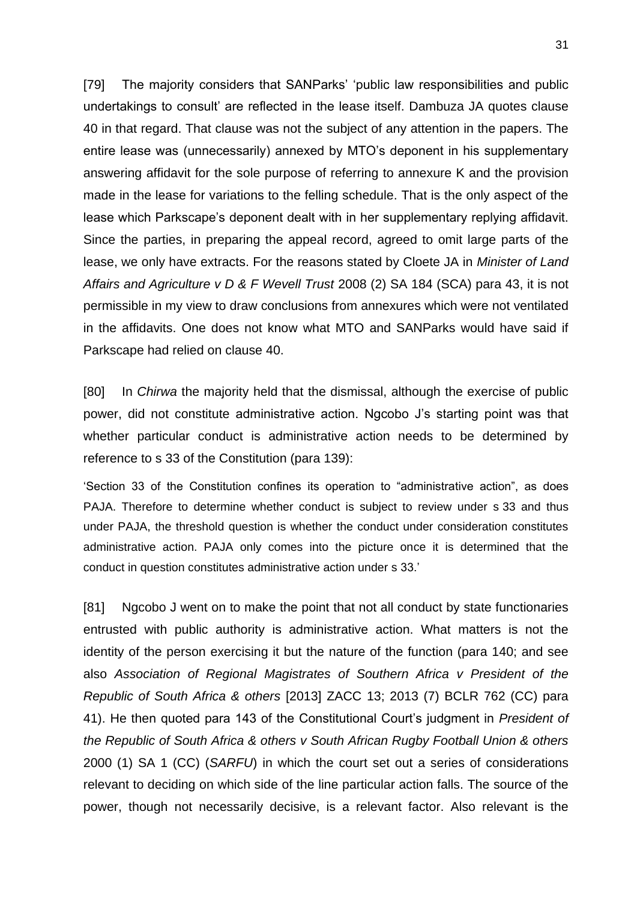[79] The majority considers that SANParks' 'public law responsibilities and public undertakings to consult' are reflected in the lease itself. Dambuza JA quotes clause 40 in that regard. That clause was not the subject of any attention in the papers. The entire lease was (unnecessarily) annexed by MTO's deponent in his supplementary answering affidavit for the sole purpose of referring to annexure K and the provision made in the lease for variations to the felling schedule. That is the only aspect of the lease which Parkscape's deponent dealt with in her supplementary replying affidavit. Since the parties, in preparing the appeal record, agreed to omit large parts of the lease, we only have extracts. For the reasons stated by Cloete JA in *Minister of Land Affairs and Agriculture v D & F Wevell Trust* 2008 (2) SA 184 (SCA) para 43, it is not permissible in my view to draw conclusions from annexures which were not ventilated in the affidavits. One does not know what MTO and SANParks would have said if Parkscape had relied on clause 40.

[80] In *Chirwa* the majority held that the dismissal, although the exercise of public power, did not constitute administrative action. Ngcobo J's starting point was that whether particular conduct is administrative action needs to be determined by reference to s 33 of the Constitution (para 139):

'Section 33 of the Constitution confines its operation to "administrative action", as does PAJA. Therefore to determine whether conduct is subject to review under s 33 and thus under PAJA, the threshold question is whether the conduct under consideration constitutes administrative action. PAJA only comes into the picture once it is determined that the conduct in question constitutes administrative action under s 33.'

[81] Ngcobo J went on to make the point that not all conduct by state functionaries entrusted with public authority is administrative action. What matters is not the identity of the person exercising it but the nature of the function (para 140; and see also *Association of Regional Magistrates of Southern Africa v President of the Republic of South Africa & others* [2013] ZACC 13; 2013 (7) BCLR 762 (CC) para 41). He then quoted para 143 of the Constitutional Court's judgment in *President of the Republic of South Africa & others v South African Rugby Football Union & others* 2000 (1) SA 1 (CC) (*SARFU*) in which the court set out a series of considerations relevant to deciding on which side of the line particular action falls. The source of the power, though not necessarily decisive, is a relevant factor. Also relevant is the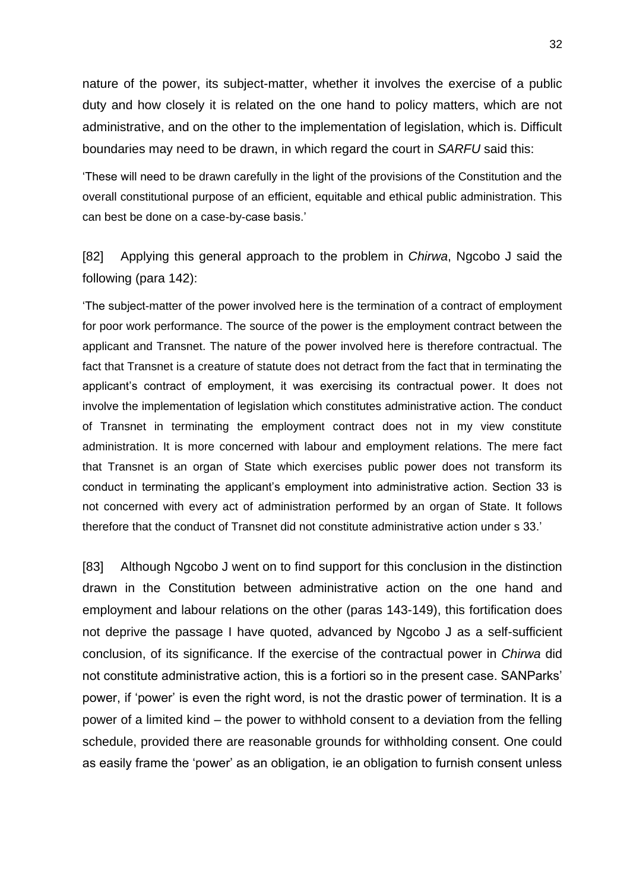nature of the power, its subject-matter, whether it involves the exercise of a public duty and how closely it is related on the one hand to policy matters, which are not administrative, and on the other to the implementation of legislation, which is. Difficult boundaries may need to be drawn, in which regard the court in *SARFU* said this:

> 'These will need to be drawn carefully in the light of the provisions of the Constitution and the overall constitutional purpose of an efficient, equitable and ethical public administration. This can best be done on a case-by-case basis.'

[82] Applying this general approach to the problem in *Chirwa*, Ngcobo J said the following (para 142):

> 'The subject-matter of the power involved here is the termination of a contract of employment for poor work performance. The source of the power is the employment contract between the applicant and Transnet. The nature of the power involved here is therefore contractual. The fact that Transnet is a creature of statute does not detract from the fact that in terminating the applicant's contract of employment, it was exercising its contractual power. It does not involve the implementation of legislation which constitutes administrative action. The conduct of Transnet in terminating the employment contract does not in my view constitute administration. It is more concerned with labour and employment relations. The mere fact that Transnet is an organ of State which exercises public power does not transform its conduct in terminating the applicant's employment into administrative action. Section 33 is not concerned with every act of administration performed by an organ of State. It follows therefore that the conduct of Transnet did not constitute administrative action under s 33.'

[83] Although Ngcobo J went on to find support for this conclusion in the distinction drawn in the Constitution between administrative action on the one hand and employment and labour relations on the other (paras 143-149), this fortification does not deprive the passage I have quoted, advanced by Ngcobo J as a self-sufficient conclusion, of its significance. If the exercise of the contractual power in *Chirwa* did not constitute administrative action, this is a fortiori so in the present case. SANParks' power, if 'power' is even the right word, is not the drastic power of termination. It is a power of a limited kind – the power to withhold consent to a deviation from the felling schedule, provided there are reasonable grounds for withholding consent. One could as easily frame the 'power' as an obligation, ie an obligation to furnish consent unless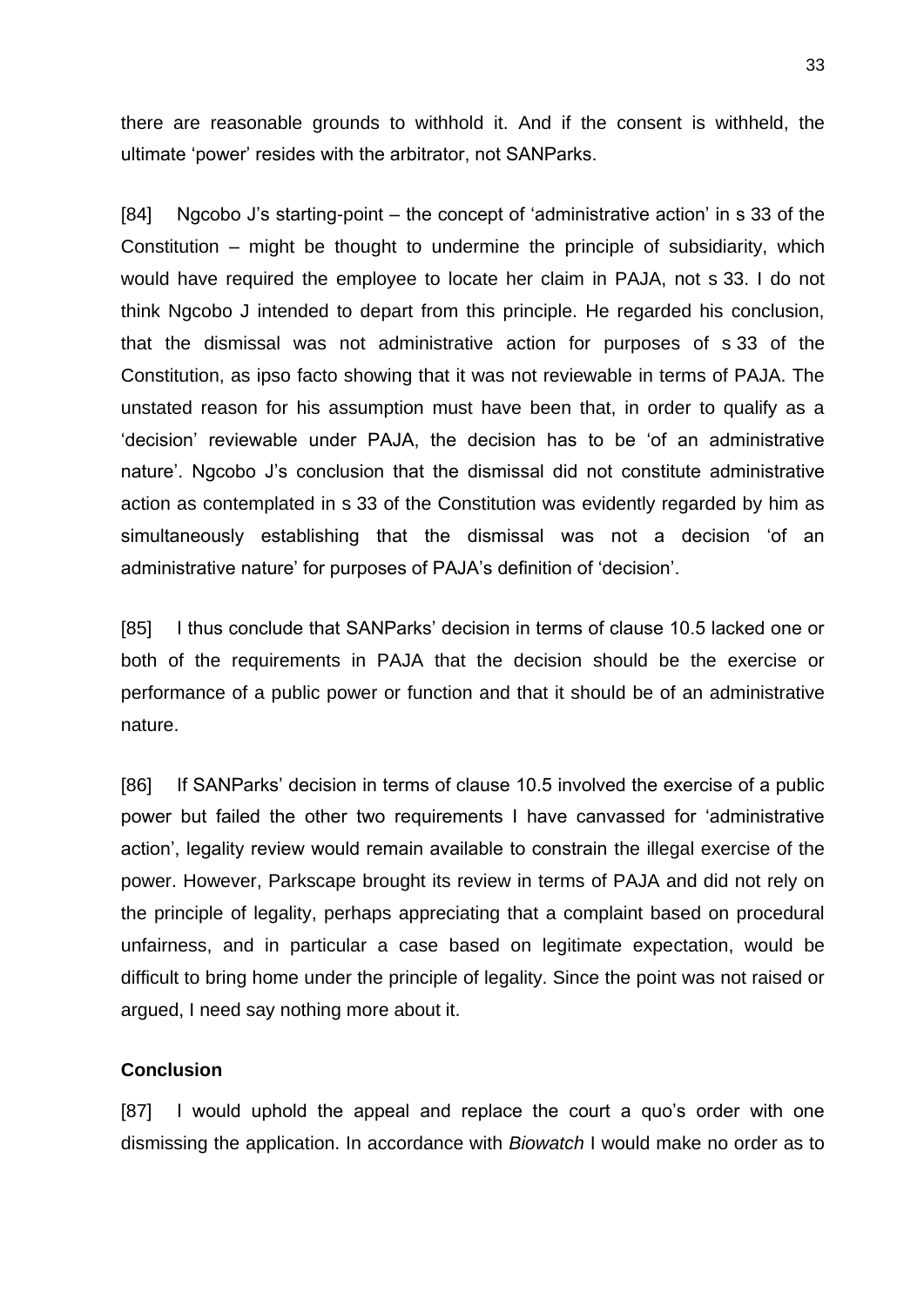there are reasonable grounds to withhold it. And if the consent is withheld, the ultimate 'power' resides with the arbitrator, not SANParks.

[84] Ngcobo J's starting-point – the concept of 'administrative action' in s 33 of the Constitution – might be thought to undermine the principle of subsidiarity, which would have required the employee to locate her claim in PAJA, not s 33. I do not think Ngcobo J intended to depart from this principle. He regarded his conclusion, that the dismissal was not administrative action for purposes of s 33 of the Constitution, as ipso facto showing that it was not reviewable in terms of PAJA. The unstated reason for his assumption must have been that, in order to qualify as a 'decision' reviewable under PAJA, the decision has to be 'of an administrative nature'. Ngcobo J's conclusion that the dismissal did not constitute administrative action as contemplated in s 33 of the Constitution was evidently regarded by him as simultaneously establishing that the dismissal was not a decision 'of an administrative nature' for purposes of PAJA's definition of 'decision'.

[85] I thus conclude that SANParks' decision in terms of clause 10.5 lacked one or both of the requirements in PAJA that the decision should be the exercise or performance of a public power or function and that it should be of an administrative nature.

[86] If SANParks' decision in terms of clause 10.5 involved the exercise of a public power but failed the other two requirements I have canvassed for 'administrative action', legality review would remain available to constrain the illegal exercise of the power. However, Parkscape brought its review in terms of PAJA and did not rely on the principle of legality, perhaps appreciating that a complaint based on procedural unfairness, and in particular a case based on legitimate expectation, would be difficult to bring home under the principle of legality. Since the point was not raised or argued, I need say nothing more about it.

**Conclusion**

[87] I would uphold the appeal and replace the court a quo's order with one dismissing the application. In accordance with *Biowatch* I would make no order as to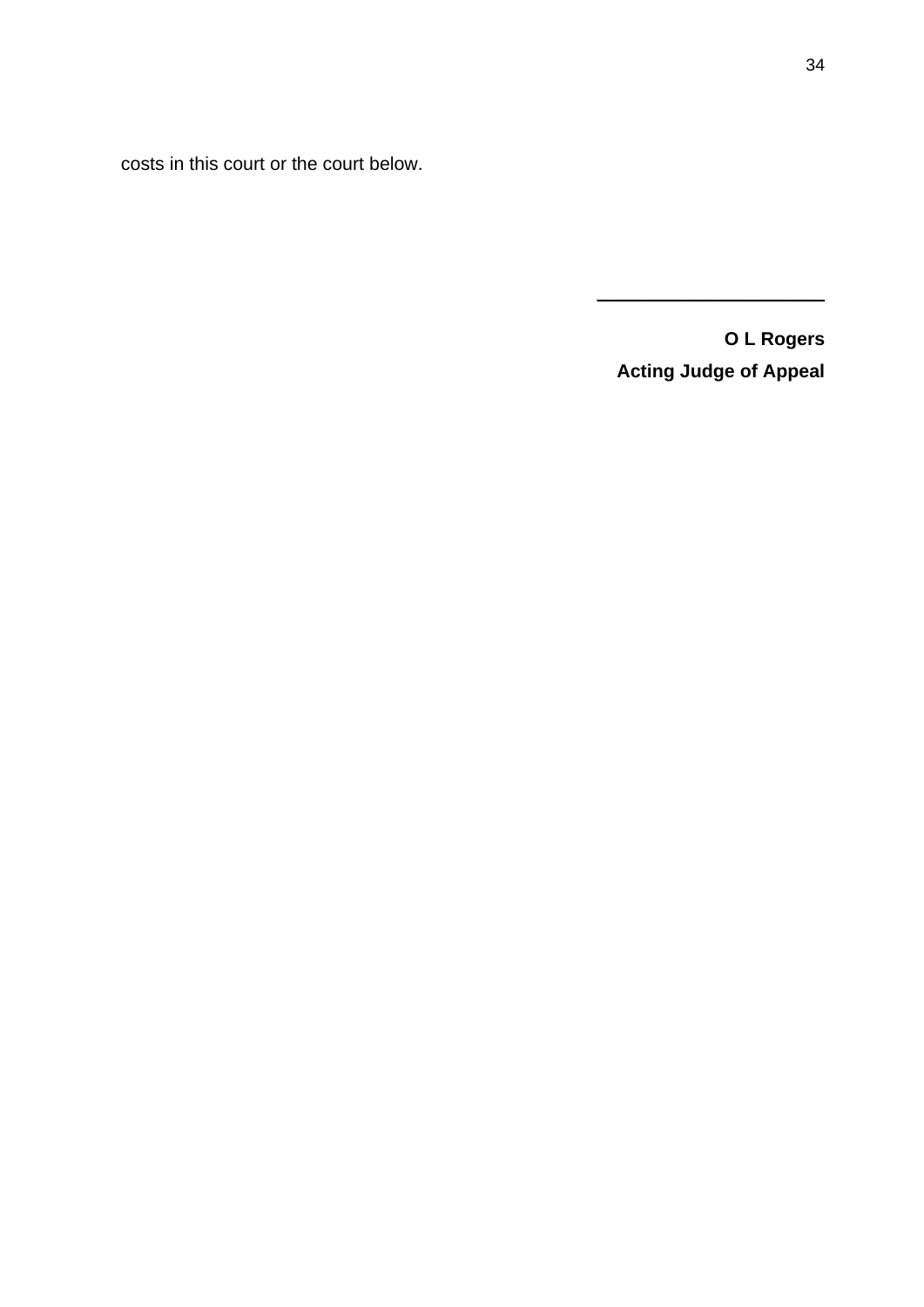costs in this court or the court below.

___________________

**O L Rogers**
**Acting Judge of Appeal**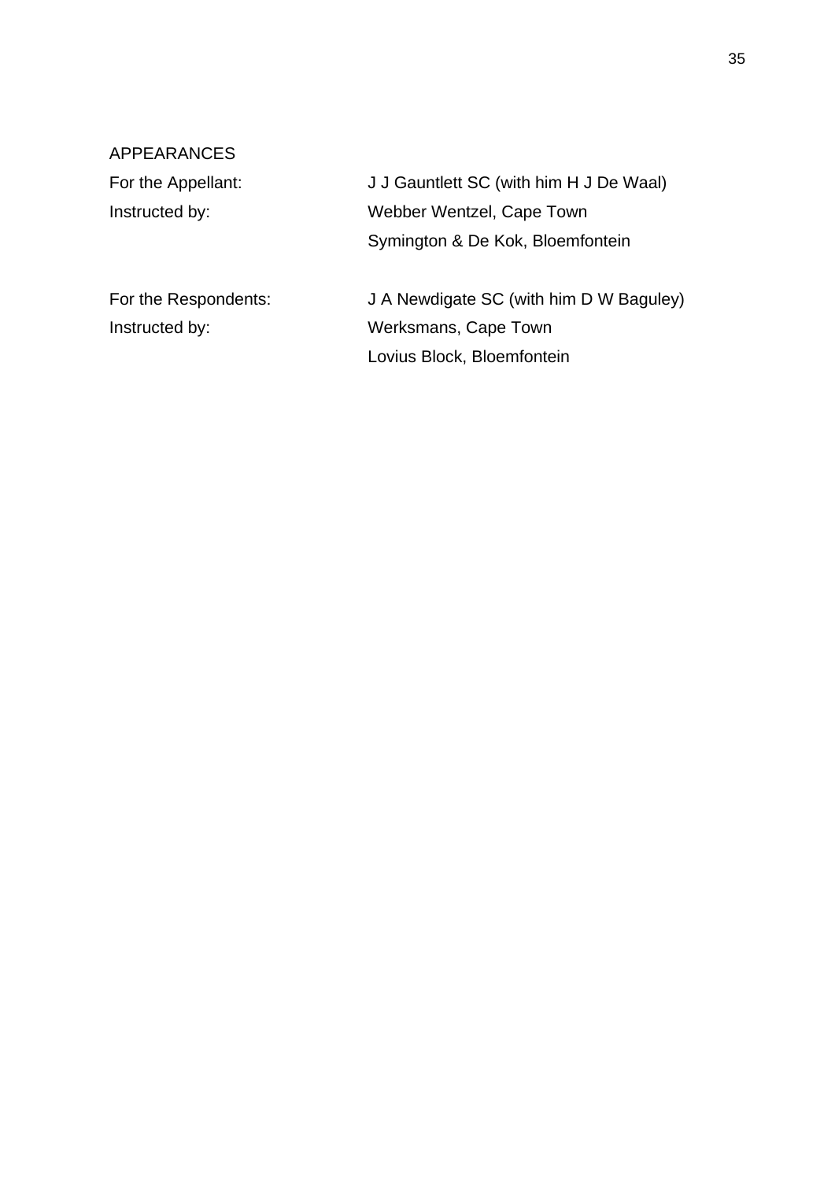APPEARANCES

| | |
|---|---|
| For the Appellant: | J J Gauntlett SC (with him H J De Waal) |
| Instructed by: | Webber Wentzel, Cape Town |
| | Symington & De Kok, Bloemfontein |
| | |
| For the Respondents: | J A Newdigate SC (with him D W Baguley) |
| Instructed by: | Werksmans, Cape Town |
| | Lovius Block, Bloemfontein |